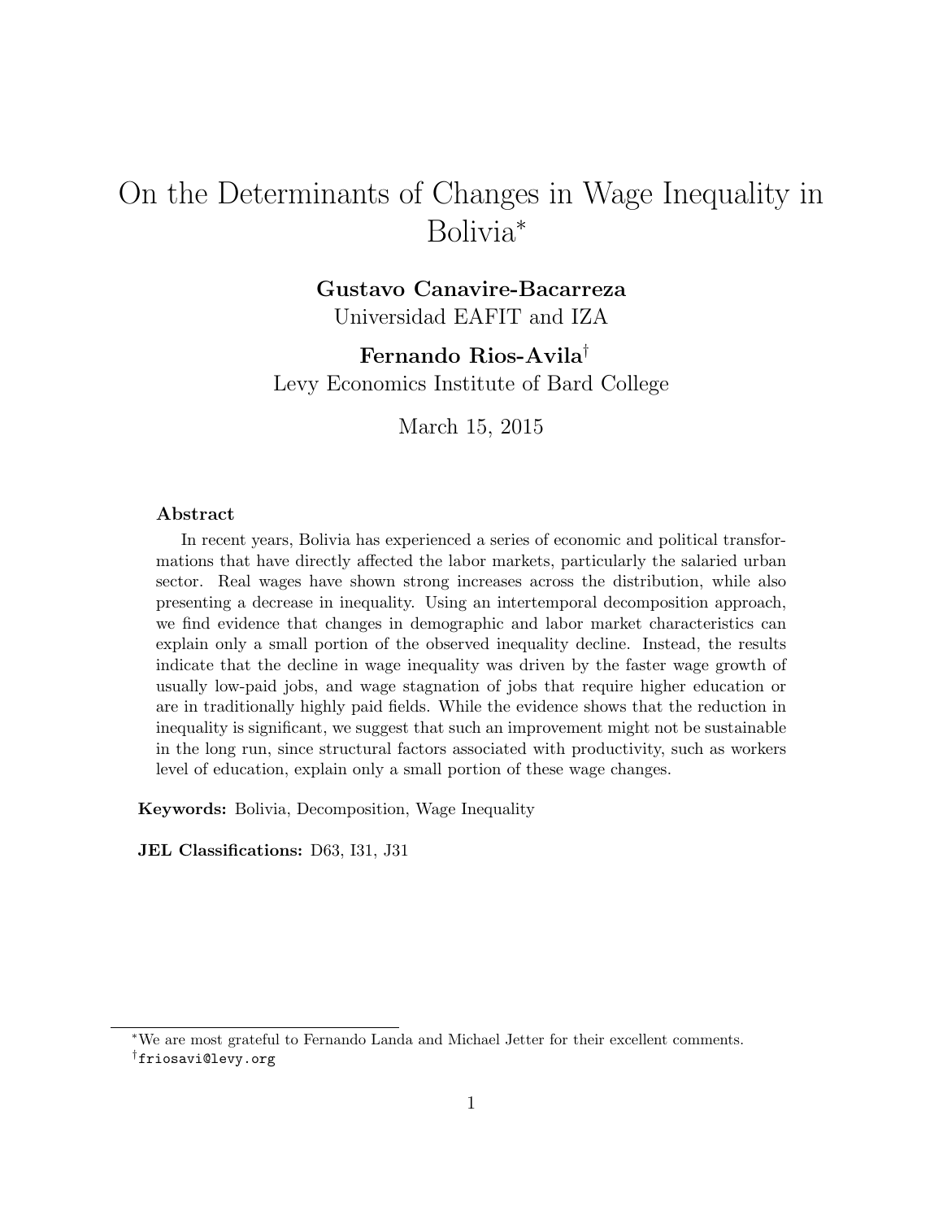# On the Determinants of Changes in Wage Inequality in Bolivia*

**Gustavo Canavire-Bacarreza**
Universidad EAFIT and IZA

**Fernando Rios-Avila**[†]
Levy Economics Institute of Bard College

March 15, 2015

### Abstract

In recent years, Bolivia has experienced a series of economic and political transformations that have directly affected the labor markets, particularly the salaried urban sector. Real wages have shown strong increases across the distribution, while also presenting a decrease in inequality. Using an intertemporal decomposition approach, we find evidence that changes in demographic and labor market characteristics can explain only a small portion of the observed inequality decline. Instead, the results indicate that the decline in wage inequality was driven by the faster wage growth of usually low-paid jobs, and wage stagnation of jobs that require higher education or are in traditionally highly paid fields. While the evidence shows that the reduction in inequality is significant, we suggest that such an improvement might not be sustainable in the long run, since structural factors associated with productivity, such as workers level of education, explain only a small portion of these wage changes.

**Keywords:** Bolivia, Decomposition, Wage Inequality

**JEL Classifications:** D63, I31, J31

---

*We are most grateful to Fernando Landa and Michael Jetter for their excellent comments.

[†]friosavi@levy.org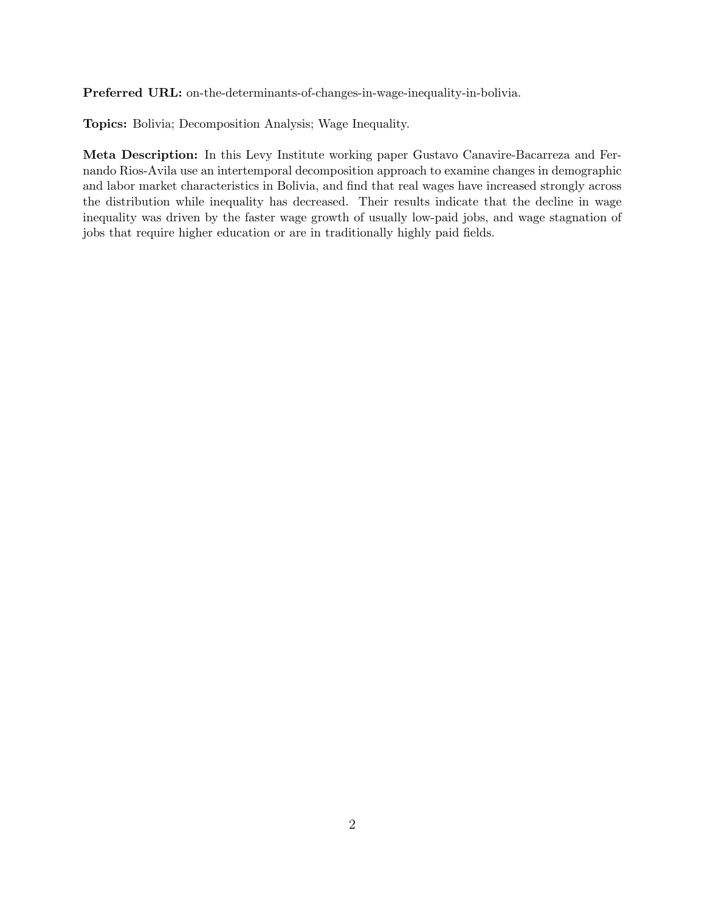**Preferred URL:** on-the-determinants-of-changes-in-wage-inequality-in-bolivia.

**Topics:** Bolivia; Decomposition Analysis; Wage Inequality.

**Meta Description:** In this Levy Institute working paper Gustavo Canavire-Bacarreza and Fernando Rios-Avila use an intertemporal decomposition approach to examine changes in demographic and labor market characteristics in Bolivia, and find that real wages have increased strongly across the distribution while inequality has decreased. Their results indicate that the decline in wage inequality was driven by the faster wage growth of usually low-paid jobs, and wage stagnation of jobs that require higher education or are in traditionally highly paid fields.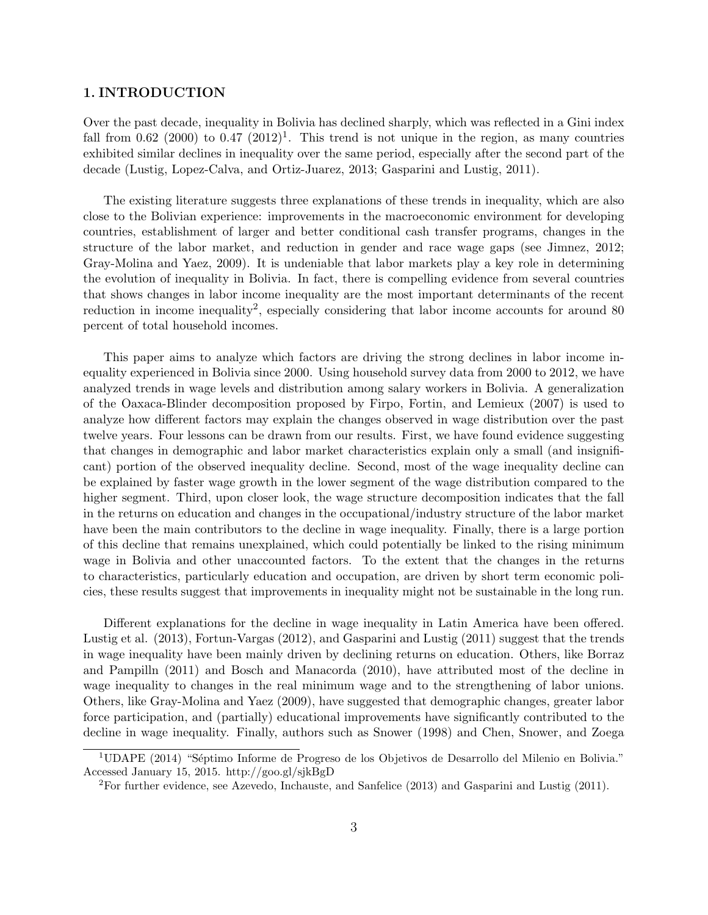## 1. INTRODUCTION

Over the past decade, inequality in Bolivia has declined sharply, which was reflected in a Gini index fall from 0.62 (2000) to 0.47 (2012)[1]. This trend is not unique in the region, as many countries exhibited similar declines in inequality over the same period, especially after the second part of the decade (Lustig, Lopez-Calva, and Ortiz-Juarez, 2013; Gasparini and Lustig, 2011).

The existing literature suggests three explanations of these trends in inequality, which are also close to the Bolivian experience: improvements in the macroeconomic environment for developing countries, establishment of larger and better conditional cash transfer programs, changes in the structure of the labor market, and reduction in gender and race wage gaps (see Jimnez, 2012; Gray-Molina and Yaez, 2009). It is undeniable that labor markets play a key role in determining the evolution of inequality in Bolivia. In fact, there is compelling evidence from several countries that shows changes in labor income inequality are the most important determinants of the recent reduction in income inequality[2], especially considering that labor income accounts for around 80 percent of total household incomes.

This paper aims to analyze which factors are driving the strong declines in labor income inequality experienced in Bolivia since 2000. Using household survey data from 2000 to 2012, we have analyzed trends in wage levels and distribution among salary workers in Bolivia. A generalization of the Oaxaca-Blinder decomposition proposed by Firpo, Fortin, and Lemieux (2007) is used to analyze how different factors may explain the changes observed in wage distribution over the past twelve years. Four lessons can be drawn from our results. First, we have found evidence suggesting that changes in demographic and labor market characteristics explain only a small (and insignificant) portion of the observed inequality decline. Second, most of the wage inequality decline can be explained by faster wage growth in the lower segment of the wage distribution compared to the higher segment. Third, upon closer look, the wage structure decomposition indicates that the fall in the returns on education and changes in the occupational/industry structure of the labor market have been the main contributors to the decline in wage inequality. Finally, there is a large portion of this decline that remains unexplained, which could potentially be linked to the rising minimum wage in Bolivia and other unaccounted factors. To the extent that the changes in the returns to characteristics, particularly education and occupation, are driven by short term economic policies, these results suggest that improvements in inequality might not be sustainable in the long run.

Different explanations for the decline in wage inequality in Latin America have been offered. Lustig et al. (2013), Fortun-Vargas (2012), and Gasparini and Lustig (2011) suggest that the trends in wage inequality have been mainly driven by declining returns on education. Others, like Borraz and Pampilln (2011) and Bosch and Manacorda (2010), have attributed most of the decline in wage inequality to changes in the real minimum wage and to the strengthening of labor unions. Others, like Gray-Molina and Yaez (2009), have suggested that demographic changes, greater labor force participation, and (partially) educational improvements have significantly contributed to the decline in wage inequality. Finally, authors such as Snower (1998) and Chen, Snower, and Zoega

[1] UDAPE (2014) "Séptimo Informe de Progreso de los Objetivos de Desarrollo del Milenio en Bolivia." Accessed January 15, 2015. http://goo.gl/sjkBgD

[2] For further evidence, see Azevedo, Inchauste, and Sanfelice (2013) and Gasparini and Lustig (2011).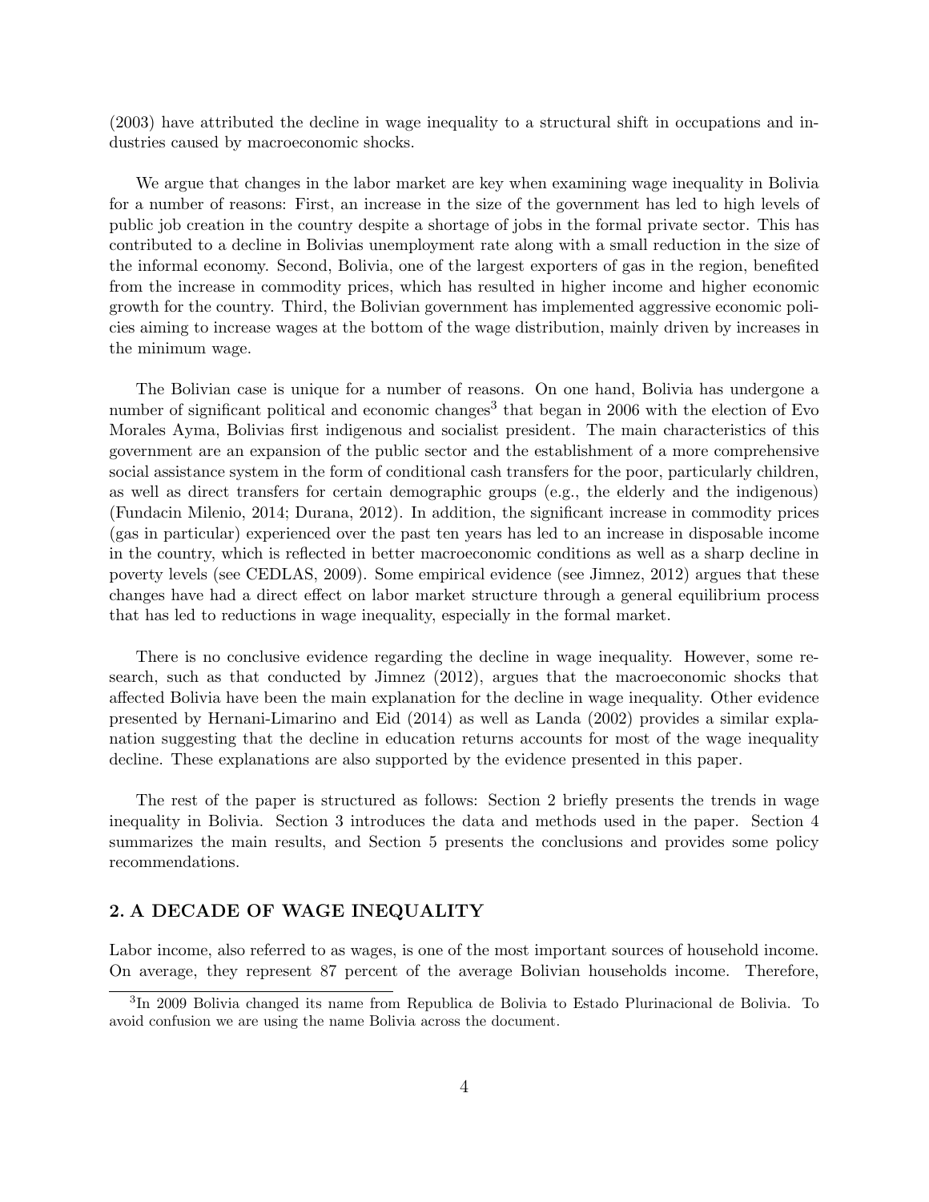(2003) have attributed the decline in wage inequality to a structural shift in occupations and industries caused by macroeconomic shocks.

We argue that changes in the labor market are key when examining wage inequality in Bolivia for a number of reasons: First, an increase in the size of the government has led to high levels of public job creation in the country despite a shortage of jobs in the formal private sector. This has contributed to a decline in Bolivias unemployment rate along with a small reduction in the size of the informal economy. Second, Bolivia, one of the largest exporters of gas in the region, benefited from the increase in commodity prices, which has resulted in higher income and higher economic growth for the country. Third, the Bolivian government has implemented aggressive economic policies aiming to increase wages at the bottom of the wage distribution, mainly driven by increases in the minimum wage.

The Bolivian case is unique for a number of reasons. On one hand, Bolivia has undergone a number of significant political and economic changes[3] that began in 2006 with the election of Evo Morales Ayma, Bolivias first indigenous and socialist president. The main characteristics of this government are an expansion of the public sector and the establishment of a more comprehensive social assistance system in the form of conditional cash transfers for the poor, particularly children, as well as direct transfers for certain demographic groups (e.g., the elderly and the indigenous) (Fundacin Milenio, 2014; Durana, 2012). In addition, the significant increase in commodity prices (gas in particular) experienced over the past ten years has led to an increase in disposable income in the country, which is reflected in better macroeconomic conditions as well as a sharp decline in poverty levels (see CEDLAS, 2009). Some empirical evidence (see Jimnez, 2012) argues that these changes have had a direct effect on labor market structure through a general equilibrium process that has led to reductions in wage inequality, especially in the formal market.

There is no conclusive evidence regarding the decline in wage inequality. However, some research, such as that conducted by Jimnez (2012), argues that the macroeconomic shocks that affected Bolivia have been the main explanation for the decline in wage inequality. Other evidence presented by Hernani-Limarino and Eid (2014) as well as Landa (2002) provides a similar explanation suggesting that the decline in education returns accounts for most of the wage inequality decline. These explanations are also supported by the evidence presented in this paper.

The rest of the paper is structured as follows: Section 2 briefly presents the trends in wage inequality in Bolivia. Section 3 introduces the data and methods used in the paper. Section 4 summarizes the main results, and Section 5 presents the conclusions and provides some policy recommendations.

## 2. A DECADE OF WAGE INEQUALITY

Labor income, also referred to as wages, is one of the most important sources of household income. On average, they represent 87 percent of the average Bolivian households income. Therefore,

[3] In 2009 Bolivia changed its name from Republica de Bolivia to Estado Plurinacional de Bolivia. To avoid confusion we are using the name Bolivia across the document.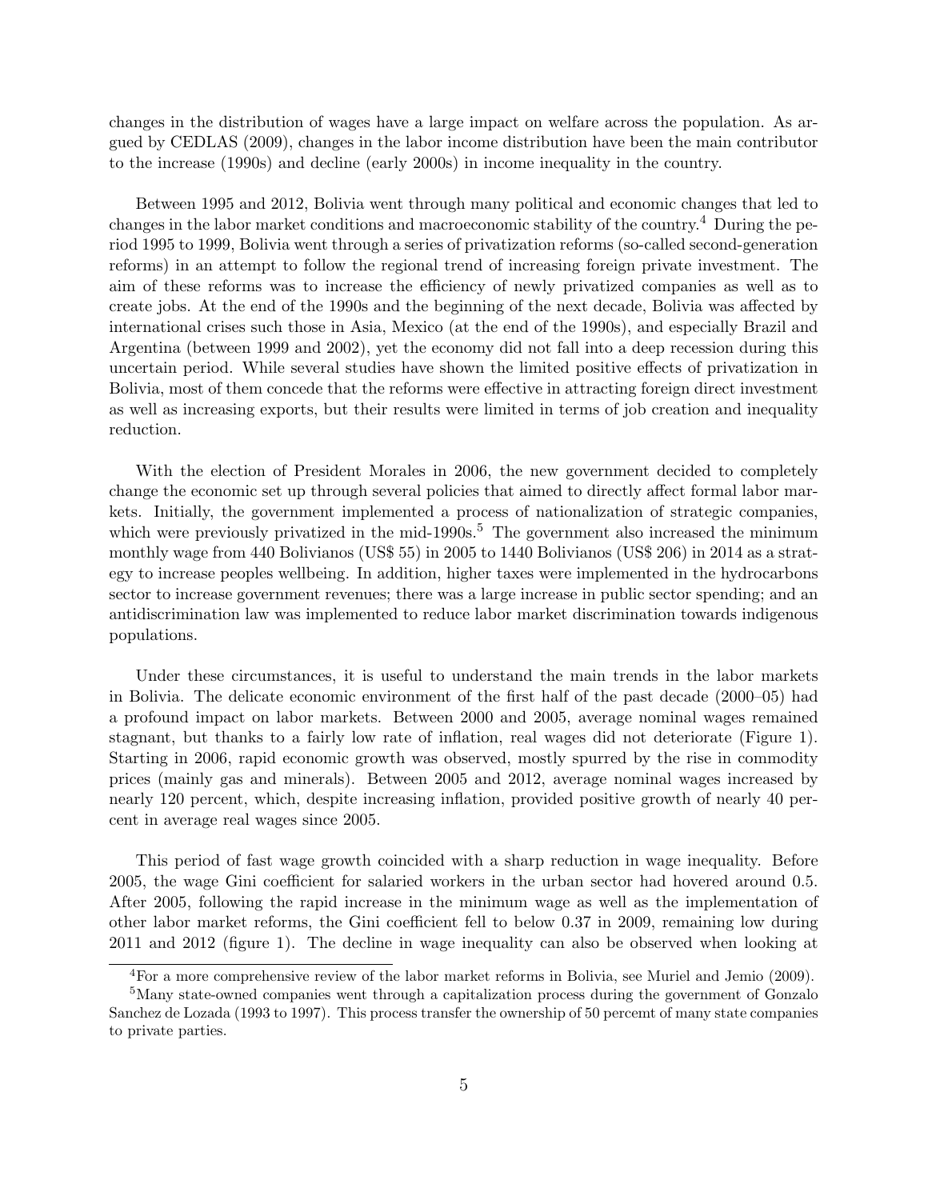changes in the distribution of wages have a large impact on welfare across the population. As argued by CEDLAS (2009), changes in the labor income distribution have been the main contributor to the increase (1990s) and decline (early 2000s) in income inequality in the country.

Between 1995 and 2012, Bolivia went through many political and economic changes that led to changes in the labor market conditions and macroeconomic stability of the country.[4] During the period 1995 to 1999, Bolivia went through a series of privatization reforms (so-called second-generation reforms) in an attempt to follow the regional trend of increasing foreign private investment. The aim of these reforms was to increase the efficiency of newly privatized companies as well as to create jobs. At the end of the 1990s and the beginning of the next decade, Bolivia was affected by international crises such those in Asia, Mexico (at the end of the 1990s), and especially Brazil and Argentina (between 1999 and 2002), yet the economy did not fall into a deep recession during this uncertain period. While several studies have shown the limited positive effects of privatization in Bolivia, most of them concede that the reforms were effective in attracting foreign direct investment as well as increasing exports, but their results were limited in terms of job creation and inequality reduction.

With the election of President Morales in 2006, the new government decided to completely change the economic set up through several policies that aimed to directly affect formal labor markets. Initially, the government implemented a process of nationalization of strategic companies, which were previously privatized in the mid-1990s.[5] The government also increased the minimum monthly wage from 440 Bolivianos (US$ 55) in 2005 to 1440 Bolivianos (US$ 206) in 2014 as a strategy to increase peoples wellbeing. In addition, higher taxes were implemented in the hydrocarbons sector to increase government revenues; there was a large increase in public sector spending; and an antidiscrimination law was implemented to reduce labor market discrimination towards indigenous populations.

Under these circumstances, it is useful to understand the main trends in the labor markets in Bolivia. The delicate economic environment of the first half of the past decade (2000–05) had a profound impact on labor markets. Between 2000 and 2005, average nominal wages remained stagnant, but thanks to a fairly low rate of inflation, real wages did not deteriorate (Figure 1). Starting in 2006, rapid economic growth was observed, mostly spurred by the rise in commodity prices (mainly gas and minerals). Between 2005 and 2012, average nominal wages increased by nearly 120 percent, which, despite increasing inflation, provided positive growth of nearly 40 percent in average real wages since 2005.

This period of fast wage growth coincided with a sharp reduction in wage inequality. Before 2005, the wage Gini coefficient for salaried workers in the urban sector had hovered around 0.5. After 2005, following the rapid increase in the minimum wage as well as the implementation of other labor market reforms, the Gini coefficient fell to below 0.37 in 2009, remaining low during 2011 and 2012 (figure 1). The decline in wage inequality can also be observed when looking at

[4]For a more comprehensive review of the labor market reforms in Bolivia, see Muriel and Jemio (2009).

[5]Many state-owned companies went through a capitalization process during the government of Gonzalo Sanchez de Lozada (1993 to 1997). This process transfer the ownership of 50 percemt of many state companies to private parties.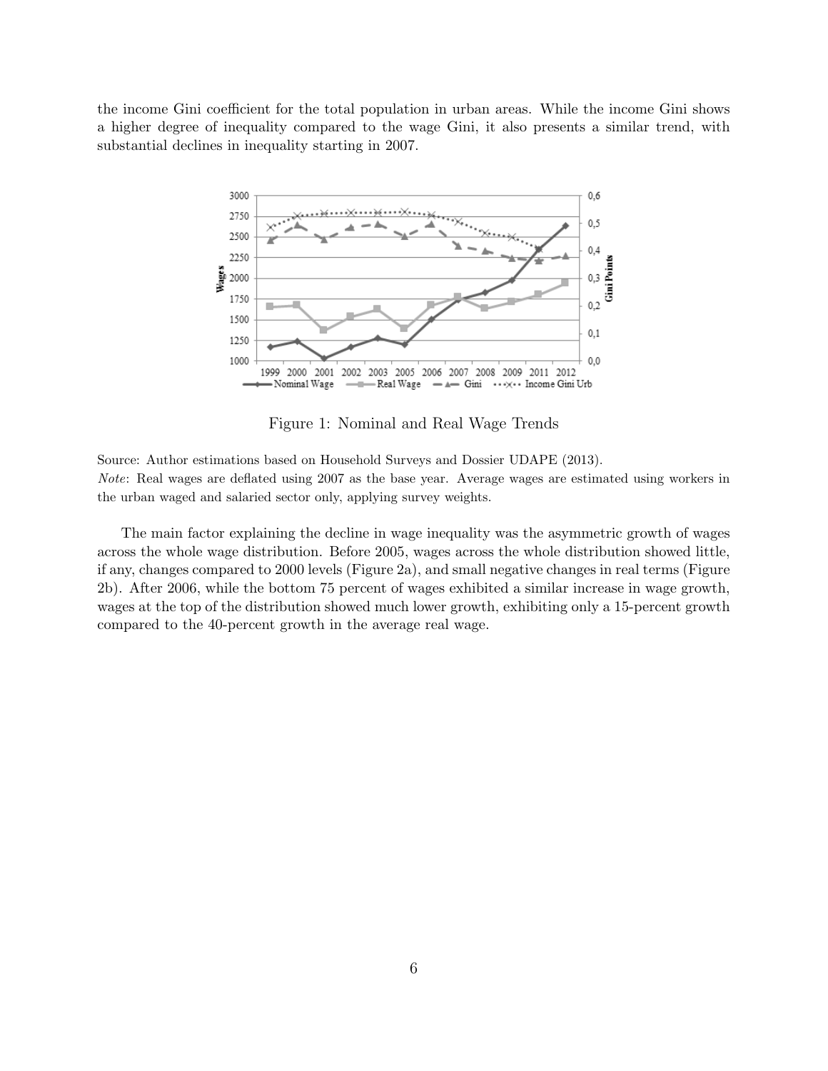the income Gini coefficient for the total population in urban areas. While the income Gini shows a higher degree of inequality compared to the wage Gini, it also presents a similar trend, with substantial declines in inequality starting in 2007.

Figure 1: Nominal and Real Wage Trends

Source: Author estimations based on Household Surveys and Dossier UDAPE (2013).
*Note*: Real wages are deflated using 2007 as the base year. Average wages are estimated using workers in the urban waged and salaried sector only, applying survey weights.

The main factor explaining the decline in wage inequality was the asymmetric growth of wages across the whole wage distribution. Before 2005, wages across the whole distribution showed little, if any, changes compared to 2000 levels (Figure 2a), and small negative changes in real terms (Figure 2b). After 2006, while the bottom 75 percent of wages exhibited a similar increase in wage growth, wages at the top of the distribution showed much lower growth, exhibiting only a 15-percent growth compared to the 40-percent growth in the average real wage.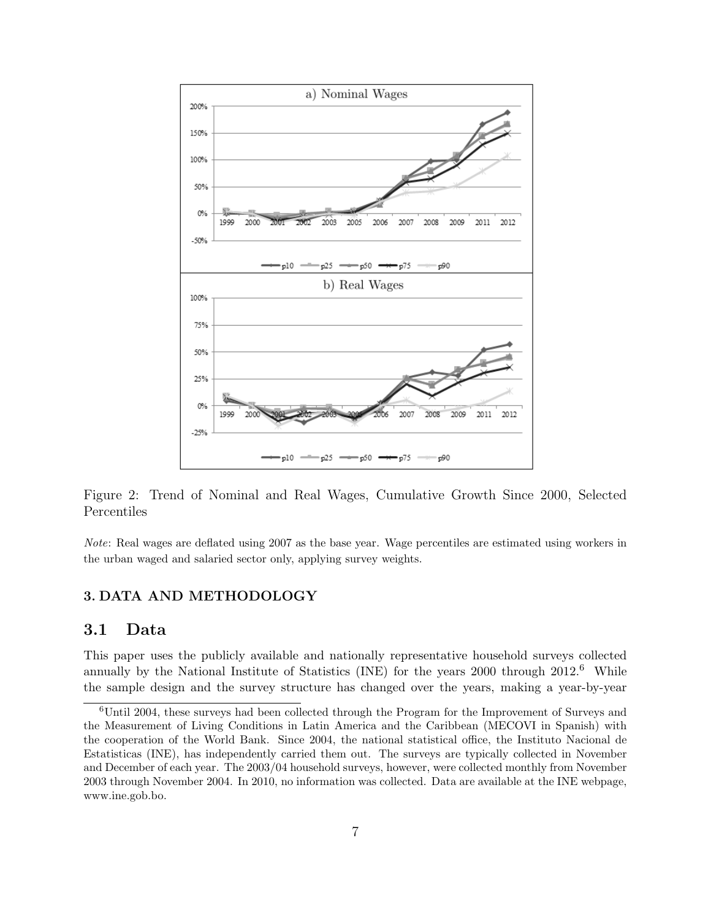Figure 2: Trend of Nominal and Real Wages, Cumulative Growth Since 2000, Selected Percentiles

*Note*: Real wages are deflated using 2007 as the base year. Wage percentiles are estimated using workers in the urban waged and salaried sector only, applying survey weights.

## 3. DATA AND METHODOLOGY

### 3.1 Data

This paper uses the publicly available and nationally representative household surveys collected annually by the National Institute of Statistics (INE) for the years 2000 through 2012.[6] While the sample design and the survey structure has changed over the years, making a year-by-year

[6] Until 2004, these surveys had been collected through the Program for the Improvement of Surveys and the Measurement of Living Conditions in Latin America and the Caribbean (MECOVI in Spanish) with the cooperation of the World Bank. Since 2004, the national statistical office, the Instituto Nacional de Estatisticas (INE), has independently carried them out. The surveys are typically collected in November and December of each year. The 2003/04 household surveys, however, were collected monthly from November 2003 through November 2004. In 2010, no information was collected. Data are available at the INE webpage, www.ine.gob.bo.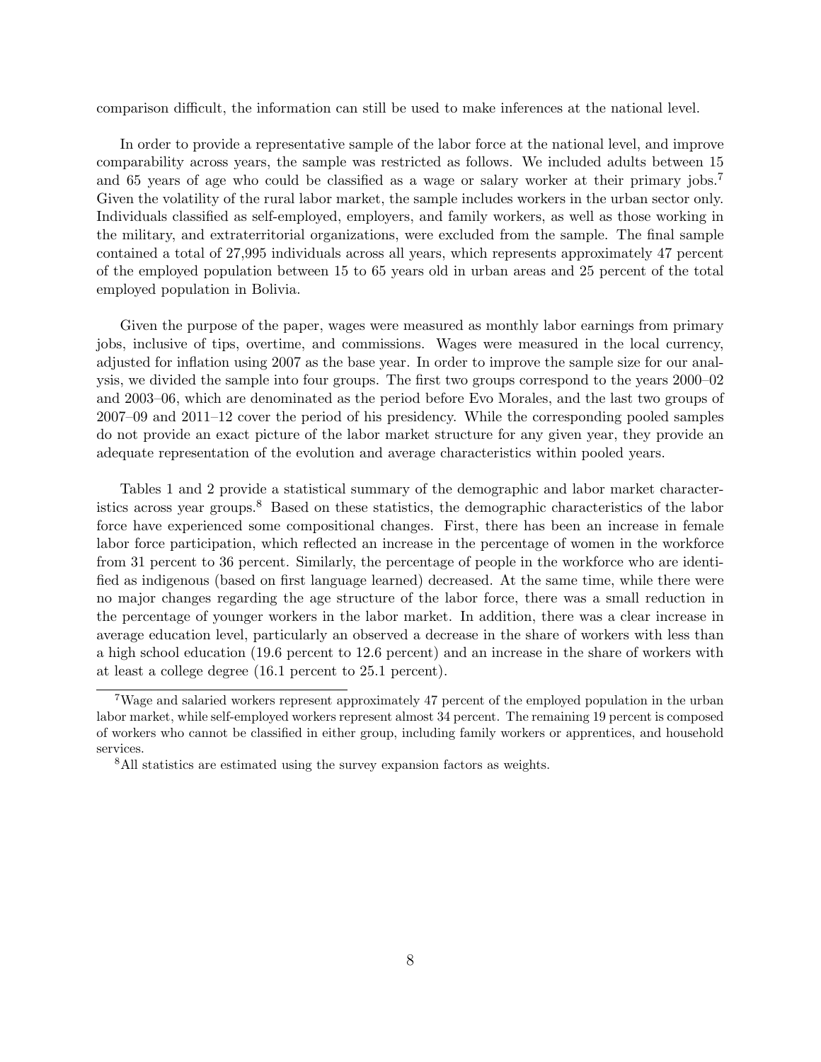comparison difficult, the information can still be used to make inferences at the national level.

In order to provide a representative sample of the labor force at the national level, and improve comparability across years, the sample was restricted as follows. We included adults between 15 and 65 years of age who could be classified as a wage or salary worker at their primary jobs.[7] Given the volatility of the rural labor market, the sample includes workers in the urban sector only. Individuals classified as self-employed, employers, and family workers, as well as those working in the military, and extraterritorial organizations, were excluded from the sample. The final sample contained a total of 27,995 individuals across all years, which represents approximately 47 percent of the employed population between 15 to 65 years old in urban areas and 25 percent of the total employed population in Bolivia.

Given the purpose of the paper, wages were measured as monthly labor earnings from primary jobs, inclusive of tips, overtime, and commissions. Wages were measured in the local currency, adjusted for inflation using 2007 as the base year. In order to improve the sample size for our analysis, we divided the sample into four groups. The first two groups correspond to the years 2000–02 and 2003–06, which are denominated as the period before Evo Morales, and the last two groups of 2007–09 and 2011–12 cover the period of his presidency. While the corresponding pooled samples do not provide an exact picture of the labor market structure for any given year, they provide an adequate representation of the evolution and average characteristics within pooled years.

Tables 1 and 2 provide a statistical summary of the demographic and labor market characteristics across year groups.[8] Based on these statistics, the demographic characteristics of the labor force have experienced some compositional changes. First, there has been an increase in female labor force participation, which reflected an increase in the percentage of women in the workforce from 31 percent to 36 percent. Similarly, the percentage of people in the workforce who are identified as indigenous (based on first language learned) decreased. At the same time, while there were no major changes regarding the age structure of the labor force, there was a small reduction in the percentage of younger workers in the labor market. In addition, there was a clear increase in average education level, particularly an observed a decrease in the share of workers with less than a high school education (19.6 percent to 12.6 percent) and an increase in the share of workers with at least a college degree (16.1 percent to 25.1 percent).

[7] Wage and salaried workers represent approximately 47 percent of the employed population in the urban labor market, while self-employed workers represent almost 34 percent. The remaining 19 percent is composed of workers who cannot be classified in either group, including family workers or apprentices, and household services.

[8] All statistics are estimated using the survey expansion factors as weights.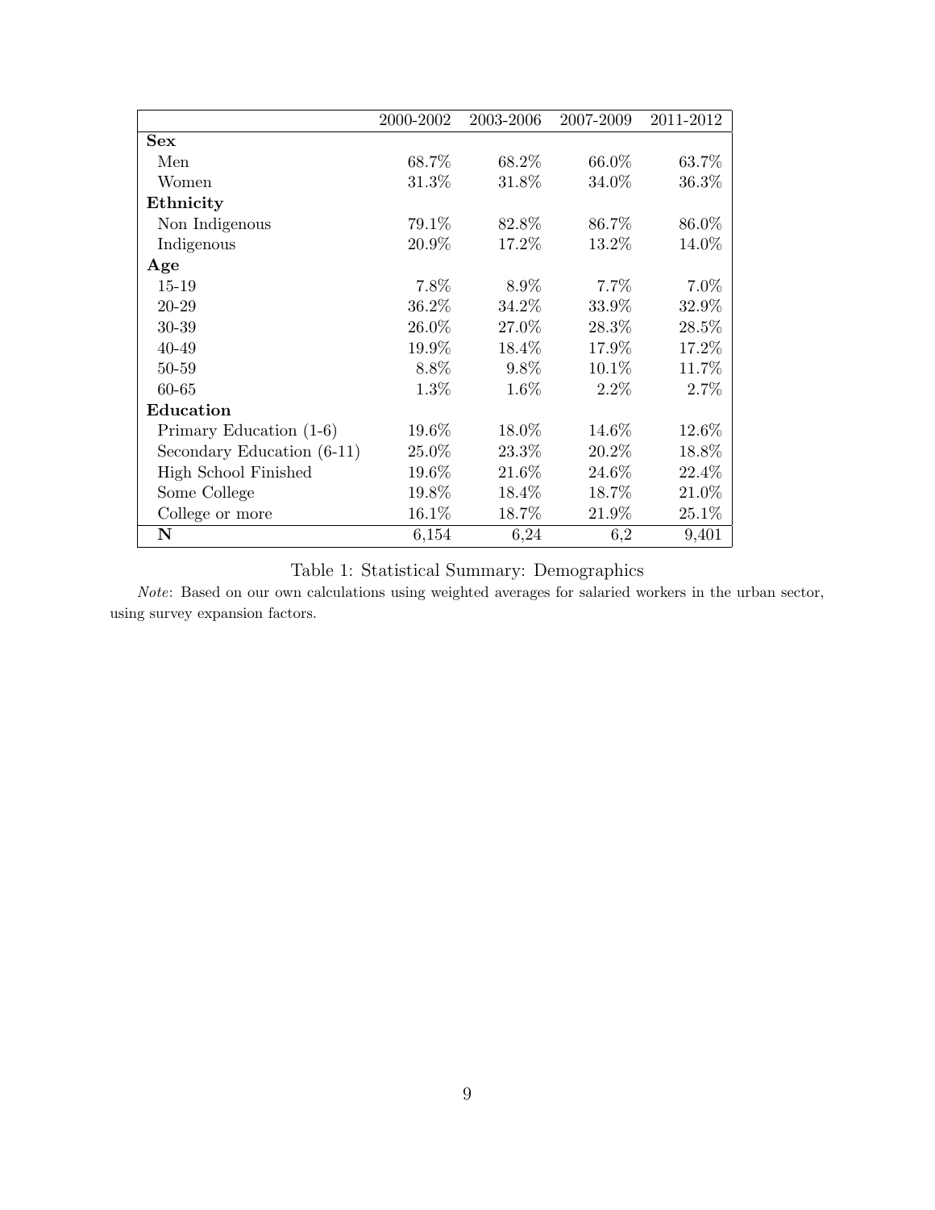| | 2000-2002 | 2003-2006 | 2007-2009 | 2011-2012 |
|---|---|---|---|---|
| **Sex** | | | | |
| Men | 68.7% | 68.2% | 66.0% | 63.7% |
| Women | 31.3% | 31.8% | 34.0% | 36.3% |
| **Ethnicity** | | | | |
| Non Indigenous | 79.1% | 82.8% | 86.7% | 86.0% |
| Indigenous | 20.9% | 17.2% | 13.2% | 14.0% |
| **Age** | | | | |
| 15-19 | 7.8% | 8.9% | 7.7% | 7.0% |
| 20-29 | 36.2% | 34.2% | 33.9% | 32.9% |
| 30-39 | 26.0% | 27.0% | 28.3% | 28.5% |
| 40-49 | 19.9% | 18.4% | 17.9% | 17.2% |
| 50-59 | 8.8% | 9.8% | 10.1% | 11.7% |
| 60-65 | 1.3% | 1.6% | 2.2% | 2.7% |
| **Education** | | | | |
| Primary Education (1-6) | 19.6% | 18.0% | 14.6% | 12.6% |
| Secondary Education (6-11) | 25.0% | 23.3% | 20.2% | 18.8% |
| High School Finished | 19.6% | 21.6% | 24.6% | 22.4% |
| Some College | 19.8% | 18.4% | 18.7% | 21.0% |
| College or more | 16.1% | 18.7% | 21.9% | 25.1% |
| **N** | 6,154 | 6,24 | 6,2 | 9,401 |

Table 1: Statistical Summary: Demographics

*Note*: Based on our own calculations using weighted averages for salaried workers in the urban sector, using survey expansion factors.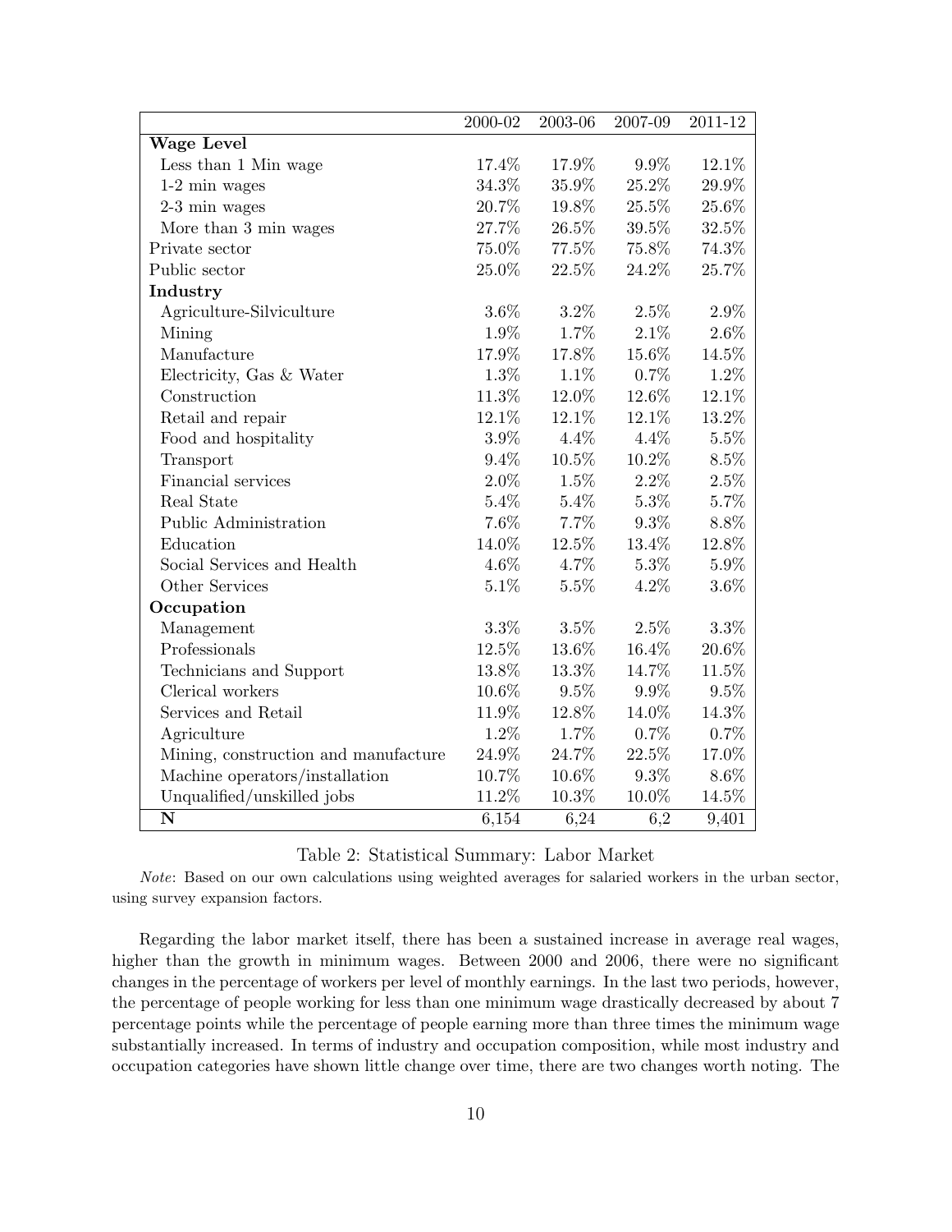|  | 2000-02 | 2003-06 | 2007-09 | 2011-12 |
|---|---|---|---|---|
| **Wage Level** |  |  |  |  |
| Less than 1 Min wage | 17.4% | 17.9% | 9.9% | 12.1% |
| 1-2 min wages | 34.3% | 35.9% | 25.2% | 29.9% |
| 2-3 min wages | 20.7% | 19.8% | 25.5% | 25.6% |
| More than 3 min wages | 27.7% | 26.5% | 39.5% | 32.5% |
| Private sector | 75.0% | 77.5% | 75.8% | 74.3% |
| Public sector | 25.0% | 22.5% | 24.2% | 25.7% |
| **Industry** |  |  |  |  |
| Agriculture-Silviculture | 3.6% | 3.2% | 2.5% | 2.9% |
| Mining | 1.9% | 1.7% | 2.1% | 2.6% |
| Manufacture | 17.9% | 17.8% | 15.6% | 14.5% |
| Electricity, Gas & Water | 1.3% | 1.1% | 0.7% | 1.2% |
| Construction | 11.3% | 12.0% | 12.6% | 12.1% |
| Retail and repair | 12.1% | 12.1% | 12.1% | 13.2% |
| Food and hospitality | 3.9% | 4.4% | 4.4% | 5.5% |
| Transport | 9.4% | 10.5% | 10.2% | 8.5% |
| Financial services | 2.0% | 1.5% | 2.2% | 2.5% |
| Real State | 5.4% | 5.4% | 5.3% | 5.7% |
| Public Administration | 7.6% | 7.7% | 9.3% | 8.8% |
| Education | 14.0% | 12.5% | 13.4% | 12.8% |
| Social Services and Health | 4.6% | 4.7% | 5.3% | 5.9% |
| Other Services | 5.1% | 5.5% | 4.2% | 3.6% |
| **Occupation** |  |  |  |  |
| Management | 3.3% | 3.5% | 2.5% | 3.3% |
| Professionals | 12.5% | 13.6% | 16.4% | 20.6% |
| Technicians and Support | 13.8% | 13.3% | 14.7% | 11.5% |
| Clerical workers | 10.6% | 9.5% | 9.9% | 9.5% |
| Services and Retail | 11.9% | 12.8% | 14.0% | 14.3% |
| Agriculture | 1.2% | 1.7% | 0.7% | 0.7% |
| Mining, construction and manufacture | 24.9% | 24.7% | 22.5% | 17.0% |
| Machine operators/installation | 10.7% | 10.6% | 9.3% | 8.6% |
| Unqualified/unskilled jobs | 11.2% | 10.3% | 10.0% | 14.5% |
| **N** | 6,154 | 6,24 | 6,2 | 9,401 |

Table 2: Statistical Summary: Labor Market

*Note*: Based on our own calculations using weighted averages for salaried workers in the urban sector, using survey expansion factors.

Regarding the labor market itself, there has been a sustained increase in average real wages, higher than the growth in minimum wages. Between 2000 and 2006, there were no significant changes in the percentage of workers per level of monthly earnings. In the last two periods, however, the percentage of people working for less than one minimum wage drastically decreased by about 7 percentage points while the percentage of people earning more than three times the minimum wage substantially increased. In terms of industry and occupation composition, while most industry and occupation categories have shown little change over time, there are two changes worth noting. The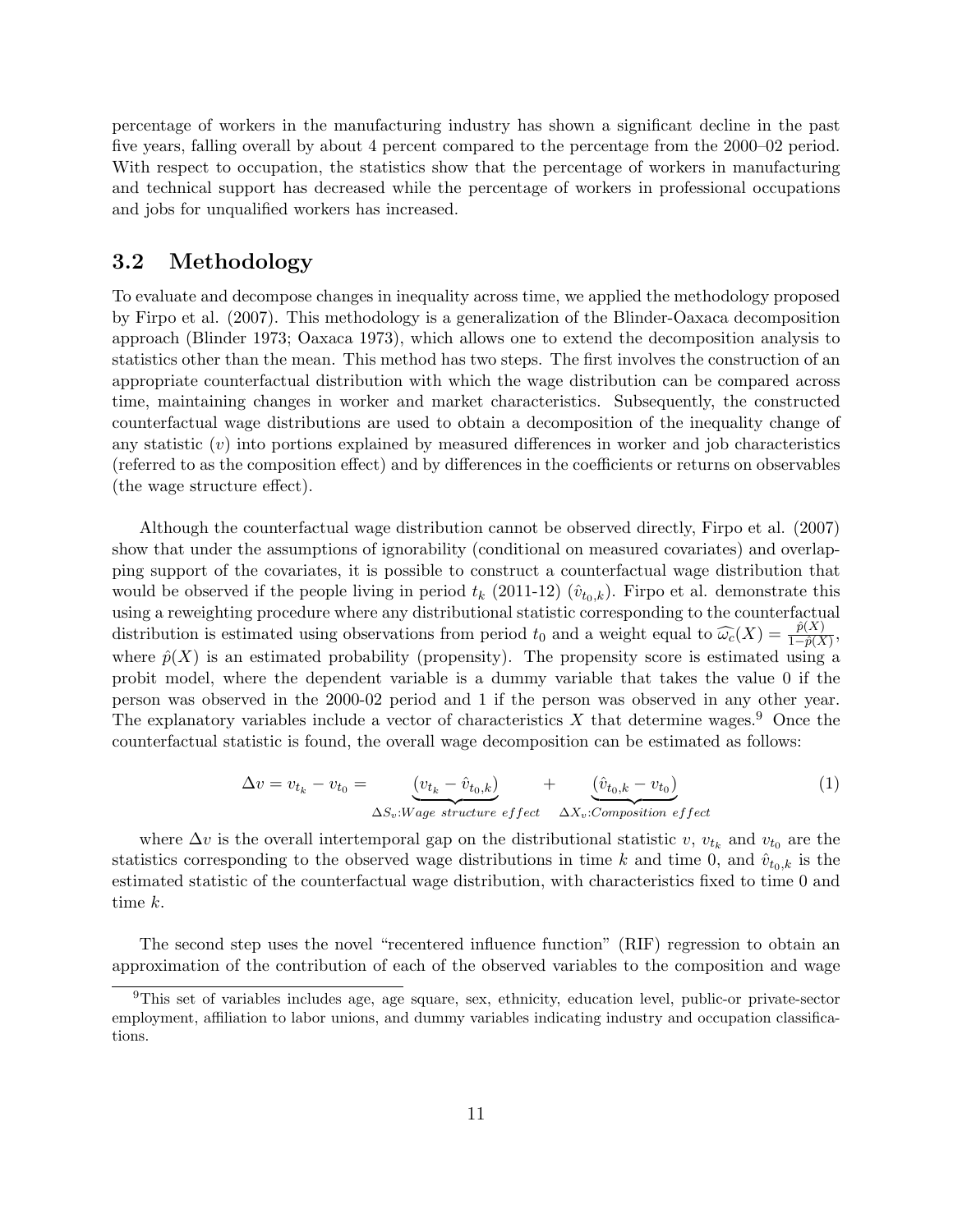percentage of workers in the manufacturing industry has shown a significant decline in the past five years, falling overall by about 4 percent compared to the percentage from the 2000–02 period. With respect to occupation, the statistics show that the percentage of workers in manufacturing and technical support has decreased while the percentage of workers in professional occupations and jobs for unqualified workers has increased.

## 3.2 Methodology

To evaluate and decompose changes in inequality across time, we applied the methodology proposed by Firpo et al. (2007). This methodology is a generalization of the Blinder-Oaxaca decomposition approach (Blinder 1973; Oaxaca 1973), which allows one to extend the decomposition analysis to statistics other than the mean. This method has two steps. The first involves the construction of an appropriate counterfactual distribution with which the wage distribution can be compared across time, maintaining changes in worker and market characteristics. Subsequently, the constructed counterfactual wage distributions are used to obtain a decomposition of the inequality change of any statistic ($v$) into portions explained by measured differences in worker and job characteristics (referred to as the composition effect) and by differences in the coefficients or returns on observables (the wage structure effect).

Although the counterfactual wage distribution cannot be observed directly, Firpo et al. (2007) show that under the assumptions of ignorability (conditional on measured covariates) and overlapping support of the covariates, it is possible to construct a counterfactual wage distribution that would be observed if the people living in period $t_k$ (2011-12) ($\hat{v}_{t_0,k}$). Firpo et al. demonstrate this using a reweighting procedure where any distributional statistic corresponding to the counterfactual distribution is estimated using observations from period $t_0$ and a weight equal to $\widehat{\omega_c}(X) = \frac{\hat{p}(X)}{1-\hat{p}(X)}$, where $\hat{p}(X)$ is an estimated probability (propensity). The propensity score is estimated using a probit model, where the dependent variable is a dummy variable that takes the value 0 if the person was observed in the 2000-02 period and 1 if the person was observed in any other year. The explanatory variables include a vector of characteristics $X$ that determine wages.[9] Once the counterfactual statistic is found, the overall wage decomposition can be estimated as follows:

$$\Delta v = v_{t_k} - v_{t_0} = \underbrace{(v_{t_k} - \hat{v}_{t_0,k})}_{\Delta S_v: Wage\ structure\ effect} + \underbrace{(\hat{v}_{t_0,k} - v_{t_0})}_{\Delta X_v: Composition\ effect} \tag{1}$$

where $\Delta v$ is the overall intertemporal gap on the distributional statistic $v$, $v_{t_k}$ and $v_{t_0}$ are the statistics corresponding to the observed wage distributions in time $k$ and time 0, and $\hat{v}_{t_0,k}$ is the estimated statistic of the counterfactual wage distribution, with characteristics fixed to time 0 and time $k$.

The second step uses the novel "recentered influence function" (RIF) regression to obtain an approximation of the contribution of each of the observed variables to the composition and wage

[9] This set of variables includes age, age square, sex, ethnicity, education level, public-or private-sector employment, affiliation to labor unions, and dummy variables indicating industry and occupation classifications.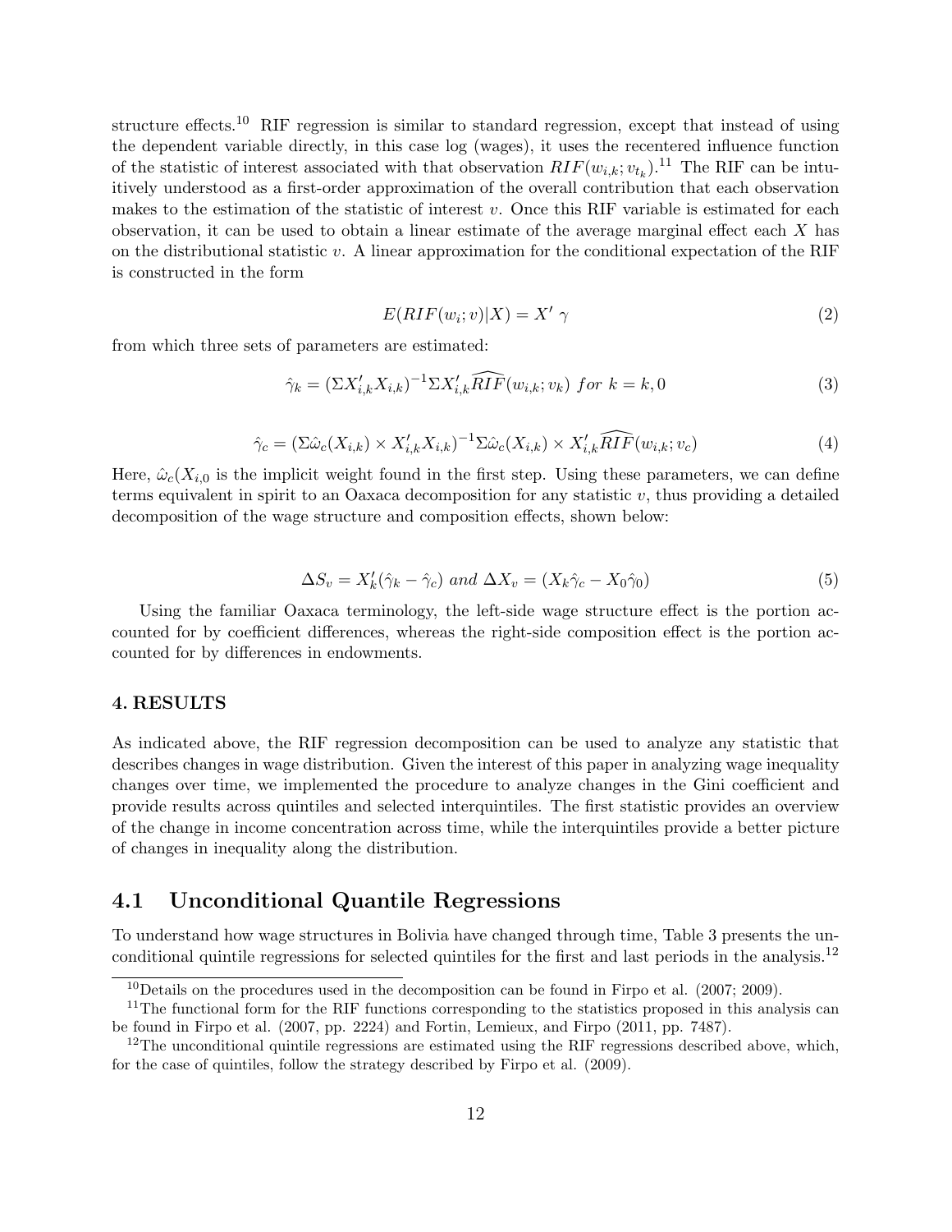structure effects.[10] RIF regression is similar to standard regression, except that instead of using the dependent variable directly, in this case log (wages), it uses the recentered influence function of the statistic of interest associated with that observation $RIF(w_{i,k}; v_{t_k})$.[11] The RIF can be intuitively understood as a first-order approximation of the overall contribution that each observation makes to the estimation of the statistic of interest $v$. Once this RIF variable is estimated for each observation, it can be used to obtain a linear estimate of the average marginal effect each $X$ has on the distributional statistic $v$. A linear approximation for the conditional expectation of the RIF is constructed in the form

$$E(RIF(w_i; v)|X) = X' \gamma \tag{2}$$

from which three sets of parameters are estimated:

$$\hat{\gamma}_k = (\Sigma X'_{i,k} X_{i,k})^{-1} \Sigma X'_{i,k} \widehat{RIF}(w_{i,k}; v_k) \ for \ k = k, 0 \tag{3}$$

$$\hat{\gamma}_c = (\Sigma \hat{\omega}_c(X_{i,k}) \times X'_{i,k} X_{i,k})^{-1} \Sigma \hat{\omega}_c(X_{i,k}) \times X'_{i,k} \widehat{RIF}(w_{i,k}; v_c) \tag{4}$$

Here, $\hat{\omega}_c(X_{i,0}$ is the implicit weight found in the first step. Using these parameters, we can define terms equivalent in spirit to an Oaxaca decomposition for any statistic $v$, thus providing a detailed decomposition of the wage structure and composition effects, shown below:

$$\Delta S_v = X'_k(\hat{\gamma}_k - \hat{\gamma}_c) \ and \ \Delta X_v = (X_k \hat{\gamma}_c - X_0 \hat{\gamma}_0) \tag{5}$$

Using the familiar Oaxaca terminology, the left-side wage structure effect is the portion accounted for by coefficient differences, whereas the right-side composition effect is the portion accounted for by differences in endowments.

### 4. RESULTS

As indicated above, the RIF regression decomposition can be used to analyze any statistic that describes changes in wage distribution. Given the interest of this paper in analyzing wage inequality changes over time, we implemented the procedure to analyze changes in the Gini coefficient and provide results across quintiles and selected interquintiles. The first statistic provides an overview of the change in income concentration across time, while the interquintiles provide a better picture of changes in inequality along the distribution.

## 4.1 Unconditional Quantile Regressions

To understand how wage structures in Bolivia have changed through time, Table 3 presents the unconditional quintile regressions for selected quintiles for the first and last periods in the analysis.[12]

[10] Details on the procedures used in the decomposition can be found in Firpo et al. (2007; 2009).

[11] The functional form for the RIF functions corresponding to the statistics proposed in this analysis can be found in Firpo et al. (2007, pp. 2224) and Fortin, Lemieux, and Firpo (2011, pp. 7487).

[12] The unconditional quintile regressions are estimated using the RIF regressions described above, which, for the case of quintiles, follow the strategy described by Firpo et al. (2009).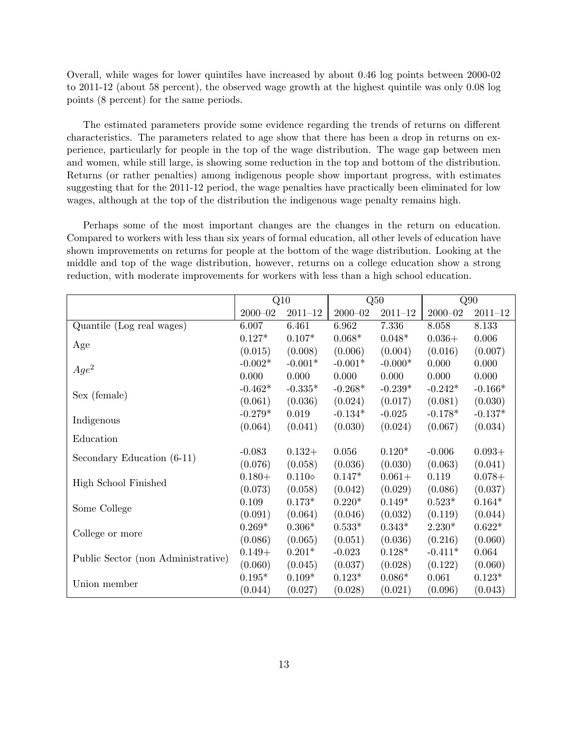Overall, while wages for lower quintiles have increased by about 0.46 log points between 2000-02 to 2011-12 (about 58 percent), the observed wage growth at the highest quintile was only 0.08 log points (8 percent) for the same periods.

The estimated parameters provide some evidence regarding the trends of returns on different characteristics. The parameters related to age show that there has been a drop in returns on experience, particularly for people in the top of the wage distribution. The wage gap between men and women, while still large, is showing some reduction in the top and bottom of the distribution. Returns (or rather penalties) among indigenous people show important progress, with estimates suggesting that for the 2011-12 period, the wage penalties have practically been eliminated for low wages, although at the top of the distribution the indigenous wage penalty remains high.

Perhaps some of the most important changes are the changes in the return on education. Compared to workers with less than six years of formal education, all other levels of education have shown improvements on returns for people at the bottom of the wage distribution. Looking at the middle and top of the wage distribution, however, returns on a college education show a strong reduction, with moderate improvements for workers with less than a high school education.

| | Q10 | | Q50 | | Q90 | |
|---|---|---|---|---|---|---|
| | 2000–02 | 2011–12 | 2000–02 | 2011–12 | 2000–02 | 2011–12 |
| Quantile (Log real wages) | 6.007 | 6.461 | 6.962 | 7.336 | 8.058 | 8.133 |
| Age | 0.127* | 0.107* | 0.068* | 0.048* | 0.036+ | 0.006 |
| | (0.015) | (0.008) | (0.006) | (0.004) | (0.016) | (0.007) |
| $Age^2$ | -0.002* | -0.001* | -0.001* | -0.000* | 0.000 | 0.000 |
| | 0.000 | 0.000 | 0.000 | 0.000 | 0.000 | 0.000 |
| Sex (female) | -0.462* | -0.335* | -0.268* | -0.239* | -0.242* | -0.166* |
| | (0.061) | (0.036) | (0.024) | (0.017) | (0.081) | (0.030) |
| Indigenous | -0.279* | 0.019 | -0.134* | -0.025 | -0.178* | -0.137* |
| | (0.064) | (0.041) | (0.030) | (0.024) | (0.067) | (0.034) |
| Education | | | | | | |
| Secondary Education (6-11) | -0.083 | 0.132+ | 0.056 | 0.120* | -0.006 | 0.093+ |
| | (0.076) | (0.058) | (0.036) | (0.030) | (0.063) | (0.041) |
| High School Finished | 0.180+ | 0.110◇ | 0.147* | 0.061+ | 0.119 | 0.078+ |
| | (0.073) | (0.058) | (0.042) | (0.029) | (0.086) | (0.037) |
| Some College | 0.109 | 0.173* | 0.220* | 0.149* | 0.523* | 0.164* |
| | (0.091) | (0.064) | (0.046) | (0.032) | (0.119) | (0.044) |
| College or more | 0.269* | 0.306* | 0.533* | 0.343* | 2.230* | 0.622* |
| | (0.086) | (0.065) | (0.051) | (0.036) | (0.216) | (0.060) |
| Public Sector (non Administrative) | 0.149+ | 0.201* | -0.023 | 0.128* | -0.411* | 0.064 |
| | (0.060) | (0.045) | (0.037) | (0.028) | (0.122) | (0.060) |
| Union member | 0.195* | 0.109* | 0.123* | 0.086* | 0.061 | 0.123* |
| | (0.044) | (0.027) | (0.028) | (0.021) | (0.096) | (0.043) |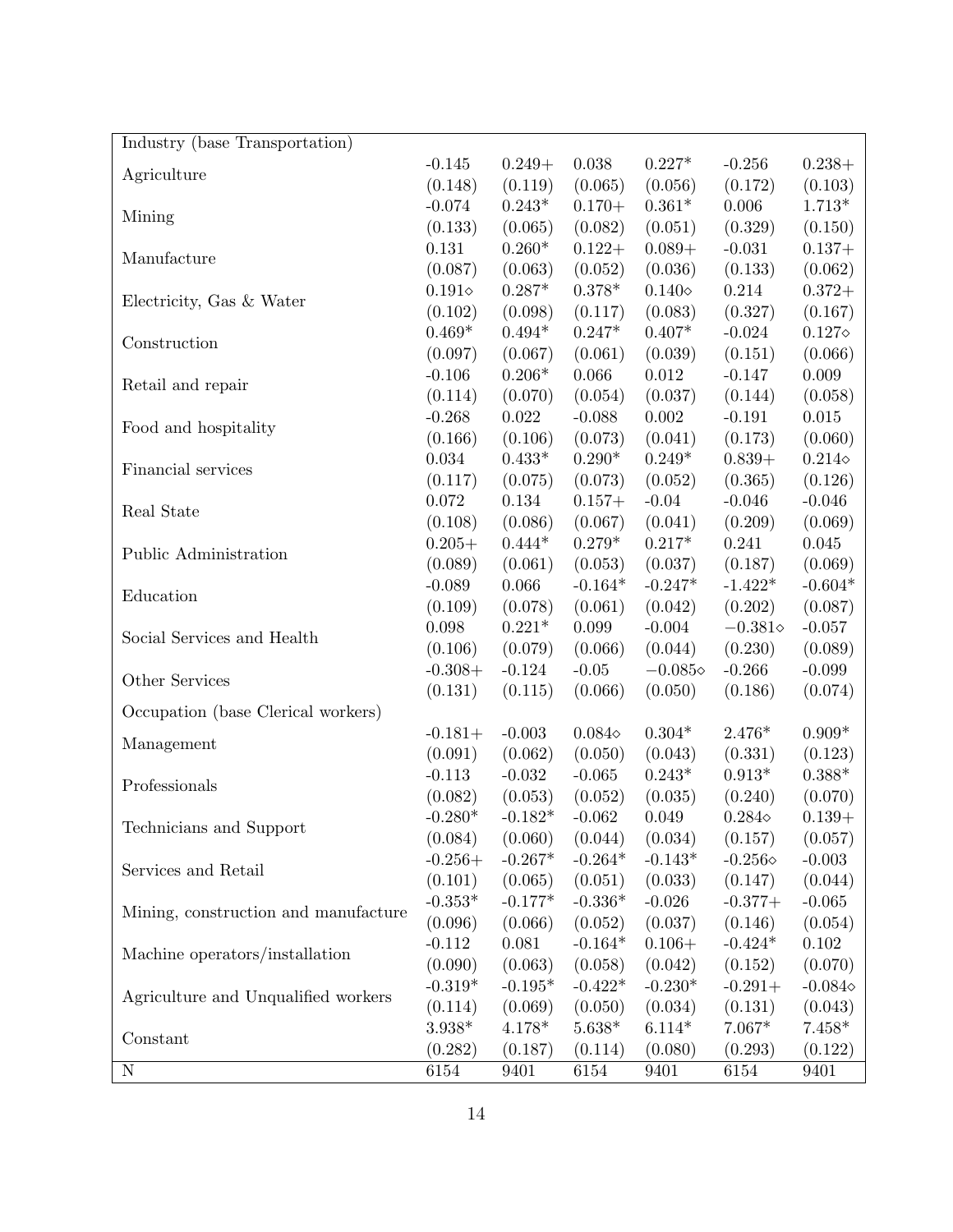| | | | | | | |
|---|---|---|---|---|---|---|
| Industry (base Transportation) | | | | | | |
| Agriculture | -0.145 | 0.249+ | 0.038 | 0.227* | -0.256 | 0.238+ |
| | (0.148) | (0.119) | (0.065) | (0.056) | (0.172) | (0.103) |
| Mining | -0.074 | 0.243* | 0.170+ | 0.361* | 0.006 | 1.713* |
| | (0.133) | (0.065) | (0.082) | (0.051) | (0.329) | (0.150) |
| Manufacture | 0.131 | 0.260* | 0.122+ | 0.089+ | -0.031 | 0.137+ |
| | (0.087) | (0.063) | (0.052) | (0.036) | (0.133) | (0.062) |
| Electricity, Gas & Water | 0.191⋄ | 0.287* | 0.378* | 0.140⋄ | 0.214 | 0.372+ |
| | (0.102) | (0.098) | (0.117) | (0.083) | (0.327) | (0.167) |
| Construction | 0.469* | 0.494* | 0.247* | 0.407* | -0.024 | 0.127⋄ |
| | (0.097) | (0.067) | (0.061) | (0.039) | (0.151) | (0.066) |
| Retail and repair | -0.106 | 0.206* | 0.066 | 0.012 | -0.147 | 0.009 |
| | (0.114) | (0.070) | (0.054) | (0.037) | (0.144) | (0.058) |
| Food and hospitality | -0.268 | 0.022 | -0.088 | 0.002 | -0.191 | 0.015 |
| | (0.166) | (0.106) | (0.073) | (0.041) | (0.173) | (0.060) |
| Financial services | 0.034 | 0.433* | 0.290* | 0.249* | 0.839+ | 0.214⋄ |
| | (0.117) | (0.075) | (0.073) | (0.052) | (0.365) | (0.126) |
| Real State | 0.072 | 0.134 | 0.157+ | -0.04 | -0.046 | -0.046 |
| | (0.108) | (0.086) | (0.067) | (0.041) | (0.209) | (0.069) |
| Public Administration | 0.205+ | 0.444* | 0.279* | 0.217* | 0.241 | 0.045 |
| | (0.089) | (0.061) | (0.053) | (0.037) | (0.187) | (0.069) |
| Education | -0.089 | 0.066 | -0.164* | -0.247* | -1.422* | -0.604* |
| | (0.109) | (0.078) | (0.061) | (0.042) | (0.202) | (0.087) |
| Social Services and Health | 0.098 | 0.221* | 0.099 | -0.004 | −0.381⋄ | -0.057 |
| | (0.106) | (0.079) | (0.066) | (0.044) | (0.230) | (0.089) |
| Other Services | -0.308+ | -0.124 | -0.05 | −0.085⋄ | -0.266 | -0.099 |
| | (0.131) | (0.115) | (0.066) | (0.050) | (0.186) | (0.074) |
| Occupation (base Clerical workers) | | | | | | |
| Management | -0.181+ | -0.003 | 0.084⋄ | 0.304* | 2.476* | 0.909* |
| | (0.091) | (0.062) | (0.050) | (0.043) | (0.331) | (0.123) |
| Professionals | -0.113 | -0.032 | -0.065 | 0.243* | 0.913* | 0.388* |
| | (0.082) | (0.053) | (0.052) | (0.035) | (0.240) | (0.070) |
| Technicians and Support | -0.280* | -0.182* | -0.062 | 0.049 | 0.284⋄ | 0.139+ |
| | (0.084) | (0.060) | (0.044) | (0.034) | (0.157) | (0.057) |
| Services and Retail | -0.256+ | -0.267* | -0.264* | -0.143* | -0.256⋄ | -0.003 |
| | (0.101) | (0.065) | (0.051) | (0.033) | (0.147) | (0.044) |
| Mining, construction and manufacture | -0.353* | -0.177* | -0.336* | -0.026 | -0.377+ | -0.065 |
| | (0.096) | (0.066) | (0.052) | (0.037) | (0.146) | (0.054) |
| Machine operators/installation | -0.112 | 0.081 | -0.164* | 0.106+ | -0.424* | 0.102 |
| | (0.090) | (0.063) | (0.058) | (0.042) | (0.152) | (0.070) |
| Agriculture and Unqualified workers | -0.319* | -0.195* | -0.422* | -0.230* | -0.291+ | -0.084⋄ |
| | (0.114) | (0.069) | (0.050) | (0.034) | (0.131) | (0.043) |
| Constant | 3.938* | 4.178* | 5.638* | 6.114* | 7.067* | 7.458* |
| | (0.282) | (0.187) | (0.114) | (0.080) | (0.293) | (0.122) |
| N | 6154 | 9401 | 6154 | 9401 | 6154 | 9401 |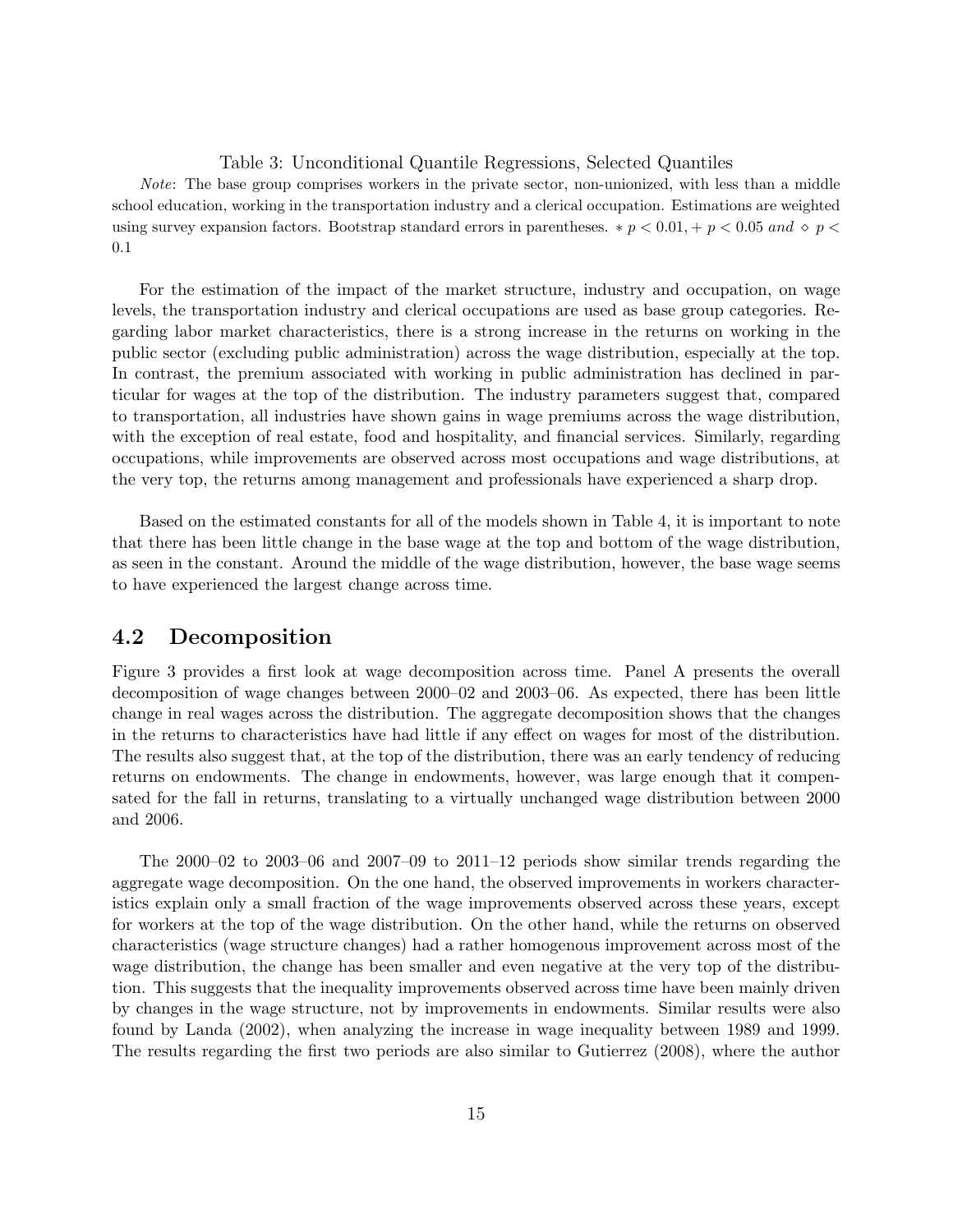Table 3: Unconditional Quantile Regressions, Selected Quantiles

*Note*: The base group comprises workers in the private sector, non-unionized, with less than a middle school education, working in the transportation industry and a clerical occupation. Estimations are weighted using survey expansion factors. Bootstrap standard errors in parentheses. $* \, p < 0.01, + \, p < 0.05$ *and* $\diamond \, p < 0.1$

For the estimation of the impact of the market structure, industry and occupation, on wage levels, the transportation industry and clerical occupations are used as base group categories. Regarding labor market characteristics, there is a strong increase in the returns on working in the public sector (excluding public administration) across the wage distribution, especially at the top. In contrast, the premium associated with working in public administration has declined in particular for wages at the top of the distribution. The industry parameters suggest that, compared to transportation, all industries have shown gains in wage premiums across the wage distribution, with the exception of real estate, food and hospitality, and financial services. Similarly, regarding occupations, while improvements are observed across most occupations and wage distributions, at the very top, the returns among management and professionals have experienced a sharp drop.

Based on the estimated constants for all of the models shown in Table 4, it is important to note that there has been little change in the base wage at the top and bottom of the wage distribution, as seen in the constant. Around the middle of the wage distribution, however, the base wage seems to have experienced the largest change across time.

## 4.2 Decomposition

Figure 3 provides a first look at wage decomposition across time. Panel A presents the overall decomposition of wage changes between 2000–02 and 2003–06. As expected, there has been little change in real wages across the distribution. The aggregate decomposition shows that the changes in the returns to characteristics have had little if any effect on wages for most of the distribution. The results also suggest that, at the top of the distribution, there was an early tendency of reducing returns on endowments. The change in endowments, however, was large enough that it compensated for the fall in returns, translating to a virtually unchanged wage distribution between 2000 and 2006.

The 2000–02 to 2003–06 and 2007–09 to 2011–12 periods show similar trends regarding the aggregate wage decomposition. On the one hand, the observed improvements in workers characteristics explain only a small fraction of the wage improvements observed across these years, except for workers at the top of the wage distribution. On the other hand, while the returns on observed characteristics (wage structure changes) had a rather homogenous improvement across most of the wage distribution, the change has been smaller and even negative at the very top of the distribution. This suggests that the inequality improvements observed across time have been mainly driven by changes in the wage structure, not by improvements in endowments. Similar results were also found by Landa (2002), when analyzing the increase in wage inequality between 1989 and 1999. The results regarding the first two periods are also similar to Gutierrez (2008), where the author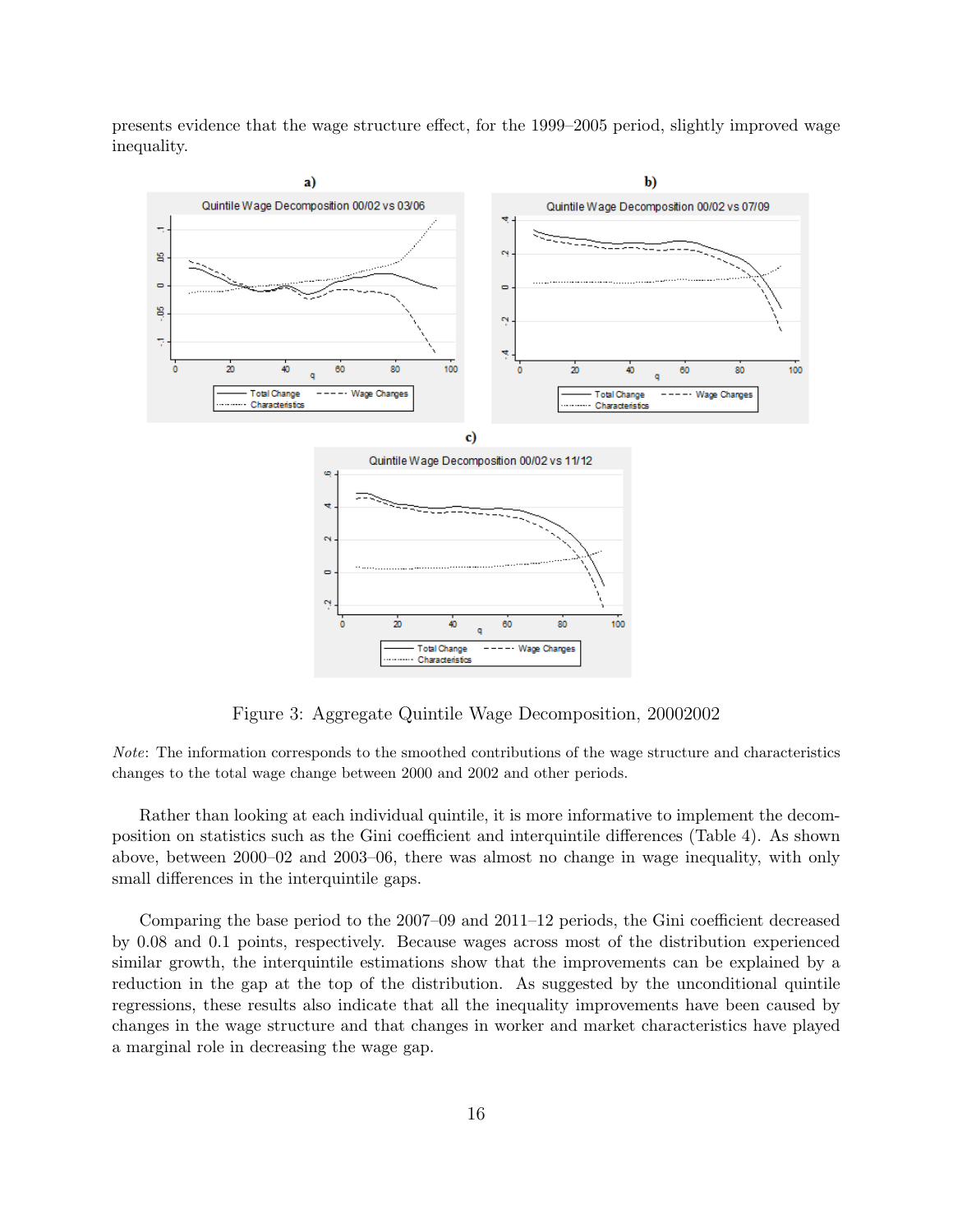presents evidence that the wage structure effect, for the 1999–2005 period, slightly improved wage inequality.

Figure 3: Aggregate Quintile Wage Decomposition, 20002002

*Note*: The information corresponds to the smoothed contributions of the wage structure and characteristics changes to the total wage change between 2000 and 2002 and other periods.

Rather than looking at each individual quintile, it is more informative to implement the decomposition on statistics such as the Gini coefficient and interquintile differences (Table 4). As shown above, between 2000–02 and 2003–06, there was almost no change in wage inequality, with only small differences in the interquintile gaps.

Comparing the base period to the 2007–09 and 2011–12 periods, the Gini coefficient decreased by 0.08 and 0.1 points, respectively. Because wages across most of the distribution experienced similar growth, the interquintile estimations show that the improvements can be explained by a reduction in the gap at the top of the distribution. As suggested by the unconditional quintile regressions, these results also indicate that all the inequality improvements have been caused by changes in the wage structure and that changes in worker and market characteristics have played a marginal role in decreasing the wage gap.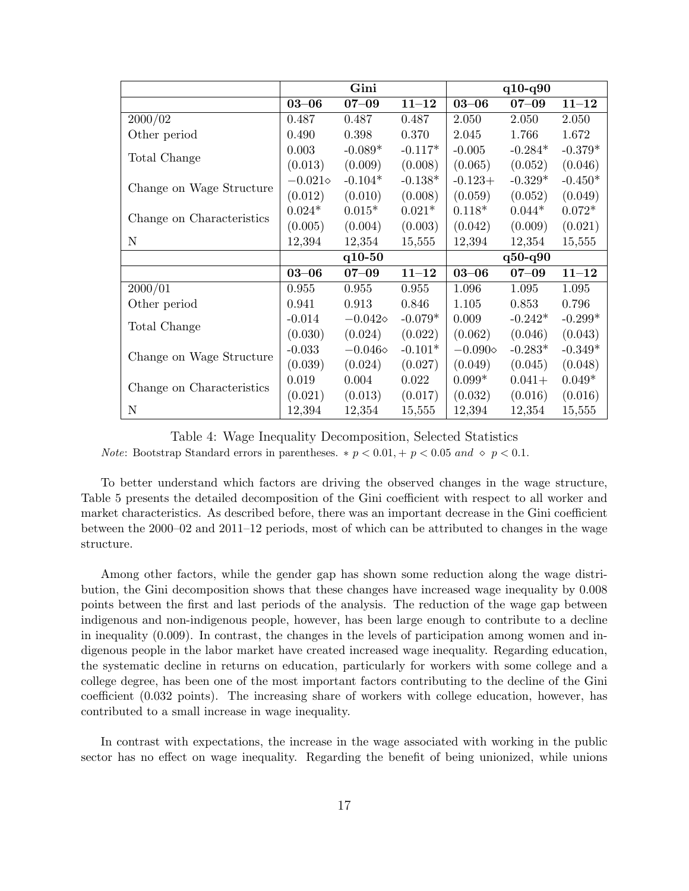| | Gini | | | q10-q90 | | |
|---|---|---|---|---|---|---|
| | **03–06** | **07–09** | **11–12** | **03–06** | **07–09** | **11–12** |
| 2000/02 | 0.487 | 0.487 | 0.487 | 2.050 | 2.050 | 2.050 |
| Other period | 0.490 | 0.398 | 0.370 | 2.045 | 1.766 | 1.672 |
| Total Change | 0.003 | -0.089* | -0.117* | -0.005 | -0.284* | -0.379* |
| | (0.013) | (0.009) | (0.008) | (0.065) | (0.052) | (0.046) |
| Change on Wage Structure | −0.021⋄ | -0.104* | -0.138* | -0.123+ | -0.329* | -0.450* |
| | (0.012) | (0.010) | (0.008) | (0.059) | (0.052) | (0.049) |
| Change on Characteristics | 0.024* | 0.015* | 0.021* | 0.118* | 0.044* | 0.072* |
| | (0.005) | (0.004) | (0.003) | (0.042) | (0.009) | (0.021) |
| N | 12,394 | 12,354 | 15,555 | 12,394 | 12,354 | 15,555 |
| | **q10-50** | | | **q50-q90** | | |
| | **03–06** | **07–09** | **11–12** | **03–06** | **07–09** | **11–12** |
| 2000/01 | 0.955 | 0.955 | 0.955 | 1.096 | 1.095 | 1.095 |
| Other period | 0.941 | 0.913 | 0.846 | 1.105 | 0.853 | 0.796 |
| Total Change | -0.014 | −0.042⋄ | -0.079* | 0.009 | -0.242* | -0.299* |
| | (0.030) | (0.024) | (0.022) | (0.062) | (0.046) | (0.043) |
| Change on Wage Structure | -0.033 | −0.046⋄ | -0.101* | −0.090⋄ | -0.283* | -0.349* |
| | (0.039) | (0.024) | (0.027) | (0.049) | (0.045) | (0.048) |
| Change on Characteristics | 0.019 | 0.004 | 0.022 | 0.099* | 0.041+ | 0.049* |
| | (0.021) | (0.013) | (0.017) | (0.032) | (0.016) | (0.016) |
| N | 12,394 | 12,354 | 15,555 | 12,394 | 12,354 | 15,555 |

Table 4: Wage Inequality Decomposition, Selected Statistics

*Note*: Bootstrap Standard errors in parentheses. $* \; p < 0.01, + \; p < 0.05$ *and* $\diamond \; p < 0.1$.

To better understand which factors are driving the observed changes in the wage structure, Table 5 presents the detailed decomposition of the Gini coefficient with respect to all worker and market characteristics. As described before, there was an important decrease in the Gini coefficient between the 2000–02 and 2011–12 periods, most of which can be attributed to changes in the wage structure.

Among other factors, while the gender gap has shown some reduction along the wage distribution, the Gini decomposition shows that these changes have increased wage inequality by 0.008 points between the first and last periods of the analysis. The reduction of the wage gap between indigenous and non-indigenous people, however, has been large enough to contribute to a decline in inequality (0.009). In contrast, the changes in the levels of participation among women and indigenous people in the labor market have created increased wage inequality. Regarding education, the systematic decline in returns on education, particularly for workers with some college and a college degree, has been one of the most important factors contributing to the decline of the Gini coefficient (0.032 points). The increasing share of workers with college education, however, has contributed to a small increase in wage inequality.

In contrast with expectations, the increase in the wage associated with working in the public sector has no effect on wage inequality. Regarding the benefit of being unionized, while unions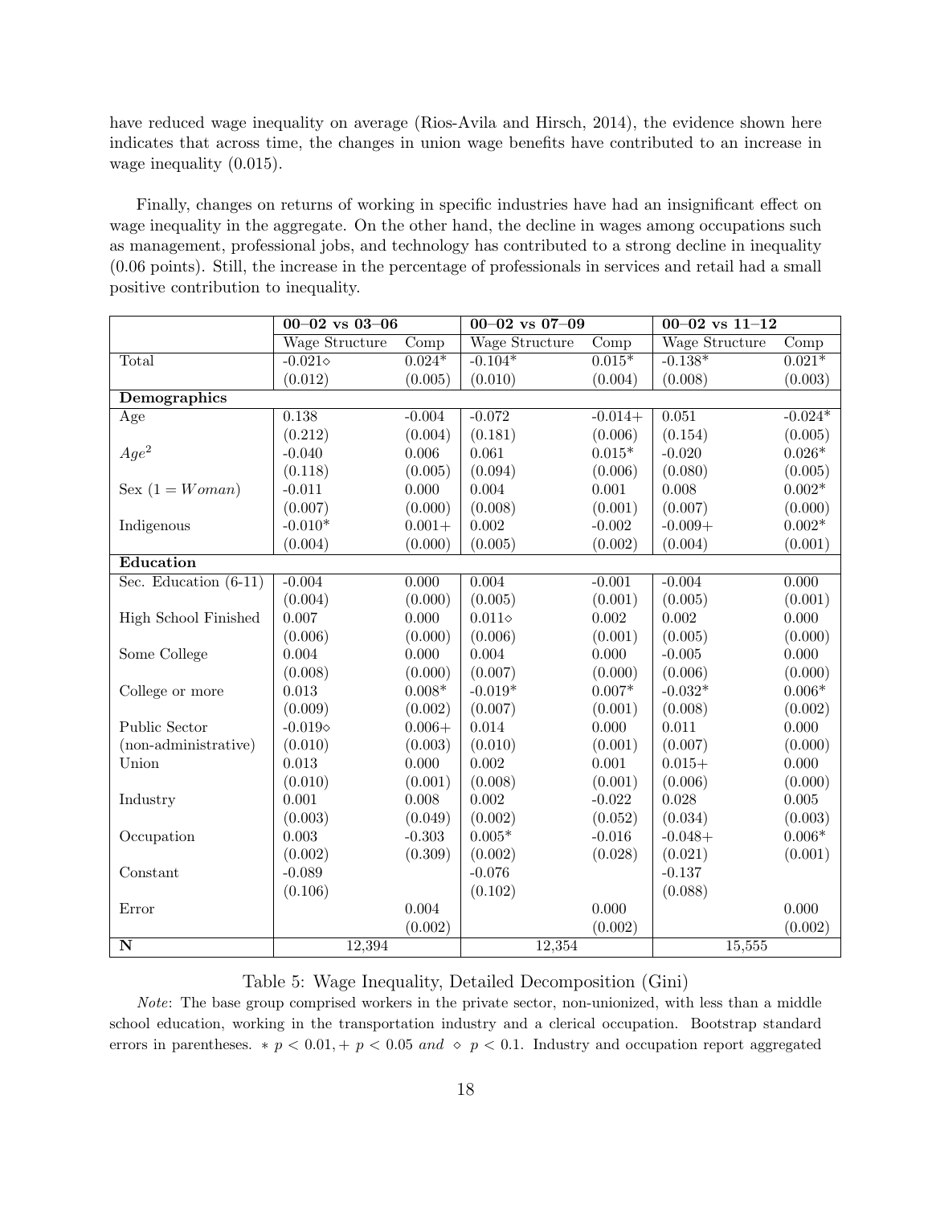have reduced wage inequality on average (Rios-Avila and Hirsch, 2014), the evidence shown here indicates that across time, the changes in union wage benefits have contributed to an increase in wage inequality (0.015).

Finally, changes on returns of working in specific industries have had an insignificant effect on wage inequality in the aggregate. On the other hand, the decline in wages among occupations such as management, professional jobs, and technology has contributed to a strong decline in inequality (0.06 points). Still, the increase in the percentage of professionals in services and retail had a small positive contribution to inequality.

| | **00–02 vs 03–06** | | **00–02 vs 07–09** | | **00–02 vs 11–12** | |
|---|---|---|---|---|---|---|
| | Wage Structure | Comp | Wage Structure | Comp | Wage Structure | Comp |
| Total | -0.021⋄ | 0.024* | -0.104* | 0.015* | -0.138* | 0.021* |
| | (0.012) | (0.005) | (0.010) | (0.004) | (0.008) | (0.003) |
| **Demographics** | | | | | | |
| Age | 0.138 | -0.004 | -0.072 | -0.014+ | 0.051 | -0.024* |
| | (0.212) | (0.004) | (0.181) | (0.006) | (0.154) | (0.005) |
| $Age^2$ | -0.040 | 0.006 | 0.061 | 0.015* | -0.020 | 0.026* |
| | (0.118) | (0.005) | (0.094) | (0.006) | (0.080) | (0.005) |
| Sex $(1 = Woman)$ | -0.011 | 0.000 | 0.004 | 0.001 | 0.008 | 0.002* |
| | (0.007) | (0.000) | (0.008) | (0.001) | (0.007) | (0.000) |
| Indigenous | -0.010* | 0.001+ | 0.002 | -0.002 | -0.009+ | 0.002* |
| | (0.004) | (0.000) | (0.005) | (0.002) | (0.004) | (0.001) |
| **Education** | | | | | | |
| Sec. Education (6-11) | -0.004 | 0.000 | 0.004 | -0.001 | -0.004 | 0.000 |
| | (0.004) | (0.000) | (0.005) | (0.001) | (0.005) | (0.001) |
| High School Finished | 0.007 | 0.000 | 0.011⋄ | 0.002 | 0.002 | 0.000 |
| | (0.006) | (0.000) | (0.006) | (0.001) | (0.005) | (0.000) |
| Some College | 0.004 | 0.000 | 0.004 | 0.000 | -0.005 | 0.000 |
| | (0.008) | (0.000) | (0.007) | (0.000) | (0.006) | (0.000) |
| College or more | 0.013 | 0.008* | -0.019* | 0.007* | -0.032* | 0.006* |
| | (0.009) | (0.002) | (0.007) | (0.001) | (0.008) | (0.002) |
| Public Sector | -0.019⋄ | 0.006+ | 0.014 | 0.000 | 0.011 | 0.000 |
| (non-administrative) | (0.010) | (0.003) | (0.010) | (0.001) | (0.007) | (0.000) |
| Union | 0.013 | 0.000 | 0.002 | 0.001 | 0.015+ | 0.000 |
| | (0.010) | (0.001) | (0.008) | (0.001) | (0.006) | (0.000) |
| Industry | 0.001 | 0.008 | 0.002 | -0.022 | 0.028 | 0.005 |
| | (0.003) | (0.049) | (0.002) | (0.052) | (0.034) | (0.003) |
| Occupation | 0.003 | -0.303 | 0.005* | -0.016 | -0.048+ | 0.006* |
| | (0.002) | (0.309) | (0.002) | (0.028) | (0.021) | (0.001) |
| Constant | -0.089 | | -0.076 | | -0.137 | |
| | (0.106) | | (0.102) | | (0.088) | |
| Error | | 0.004 | | 0.000 | | 0.000 |
| | | (0.002) | | (0.002) | | (0.002) |
| **N** | 12,394 | | 12,354 | | 15,555 | |

Table 5: Wage Inequality, Detailed Decomposition (Gini)

*Note*: The base group comprised workers in the private sector, non-unionized, with less than a middle school education, working in the transportation industry and a clerical occupation. Bootstrap standard errors in parentheses. $* \; p < 0.01, + \; p < 0.05$ *and* $\diamond \; p < 0.1$. Industry and occupation report aggregated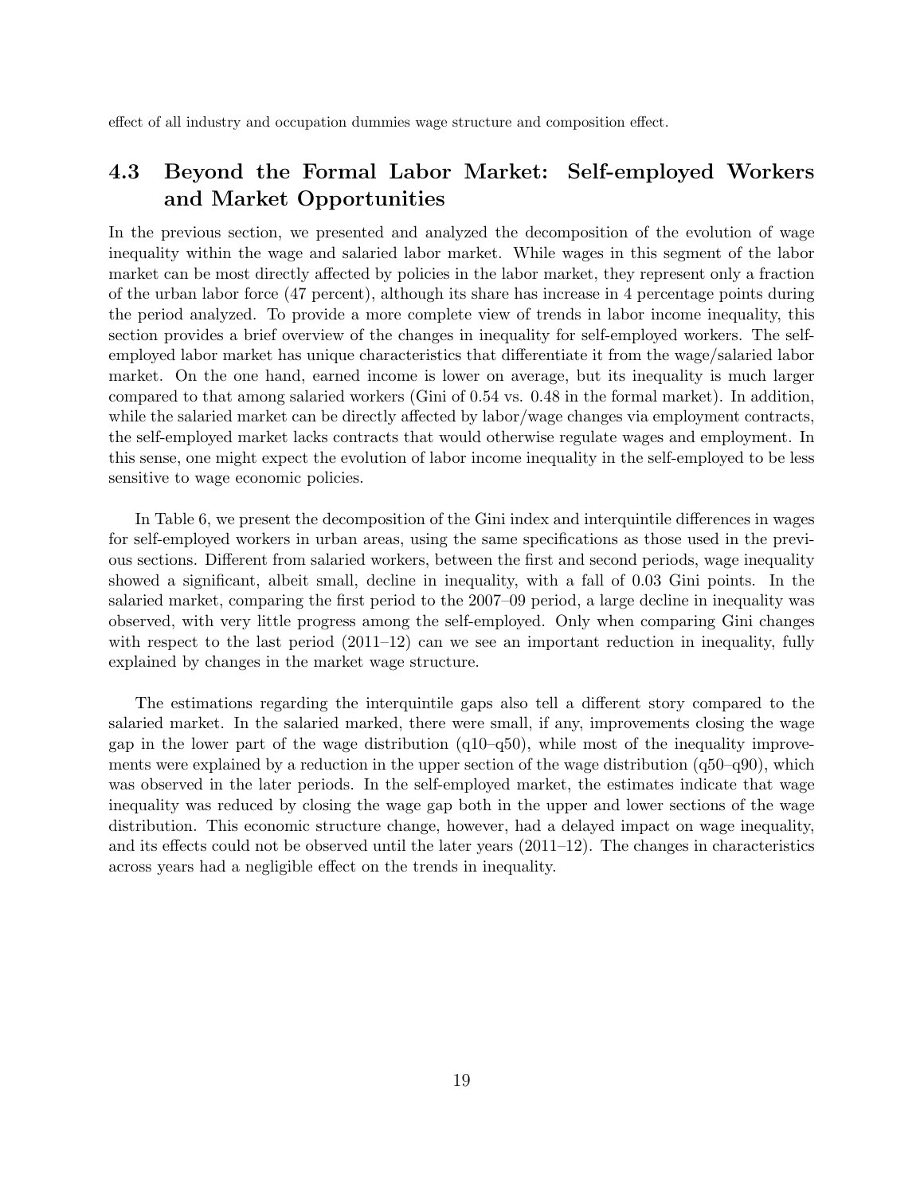effect of all industry and occupation dummies wage structure and composition effect.

## 4.3 Beyond the Formal Labor Market: Self-employed Workers and Market Opportunities

In the previous section, we presented and analyzed the decomposition of the evolution of wage inequality within the wage and salaried labor market. While wages in this segment of the labor market can be most directly affected by policies in the labor market, they represent only a fraction of the urban labor force (47 percent), although its share has increase in 4 percentage points during the period analyzed. To provide a more complete view of trends in labor income inequality, this section provides a brief overview of the changes in inequality for self-employed workers. The self-employed labor market has unique characteristics that differentiate it from the wage/salaried labor market. On the one hand, earned income is lower on average, but its inequality is much larger compared to that among salaried workers (Gini of 0.54 vs. 0.48 in the formal market). In addition, while the salaried market can be directly affected by labor/wage changes via employment contracts, the self-employed market lacks contracts that would otherwise regulate wages and employment. In this sense, one might expect the evolution of labor income inequality in the self-employed to be less sensitive to wage economic policies.

In Table 6, we present the decomposition of the Gini index and interquintile differences in wages for self-employed workers in urban areas, using the same specifications as those used in the previous sections. Different from salaried workers, between the first and second periods, wage inequality showed a significant, albeit small, decline in inequality, with a fall of 0.03 Gini points. In the salaried market, comparing the first period to the 2007–09 period, a large decline in inequality was observed, with very little progress among the self-employed. Only when comparing Gini changes with respect to the last period (2011–12) can we see an important reduction in inequality, fully explained by changes in the market wage structure.

The estimations regarding the interquintile gaps also tell a different story compared to the salaried market. In the salaried marked, there were small, if any, improvements closing the wage gap in the lower part of the wage distribution (q10–q50), while most of the inequality improvements were explained by a reduction in the upper section of the wage distribution (q50–q90), which was observed in the later periods. In the self-employed market, the estimates indicate that wage inequality was reduced by closing the wage gap both in the upper and lower sections of the wage distribution. This economic structure change, however, had a delayed impact on wage inequality, and its effects could not be observed until the later years (2011–12). The changes in characteristics across years had a negligible effect on the trends in inequality.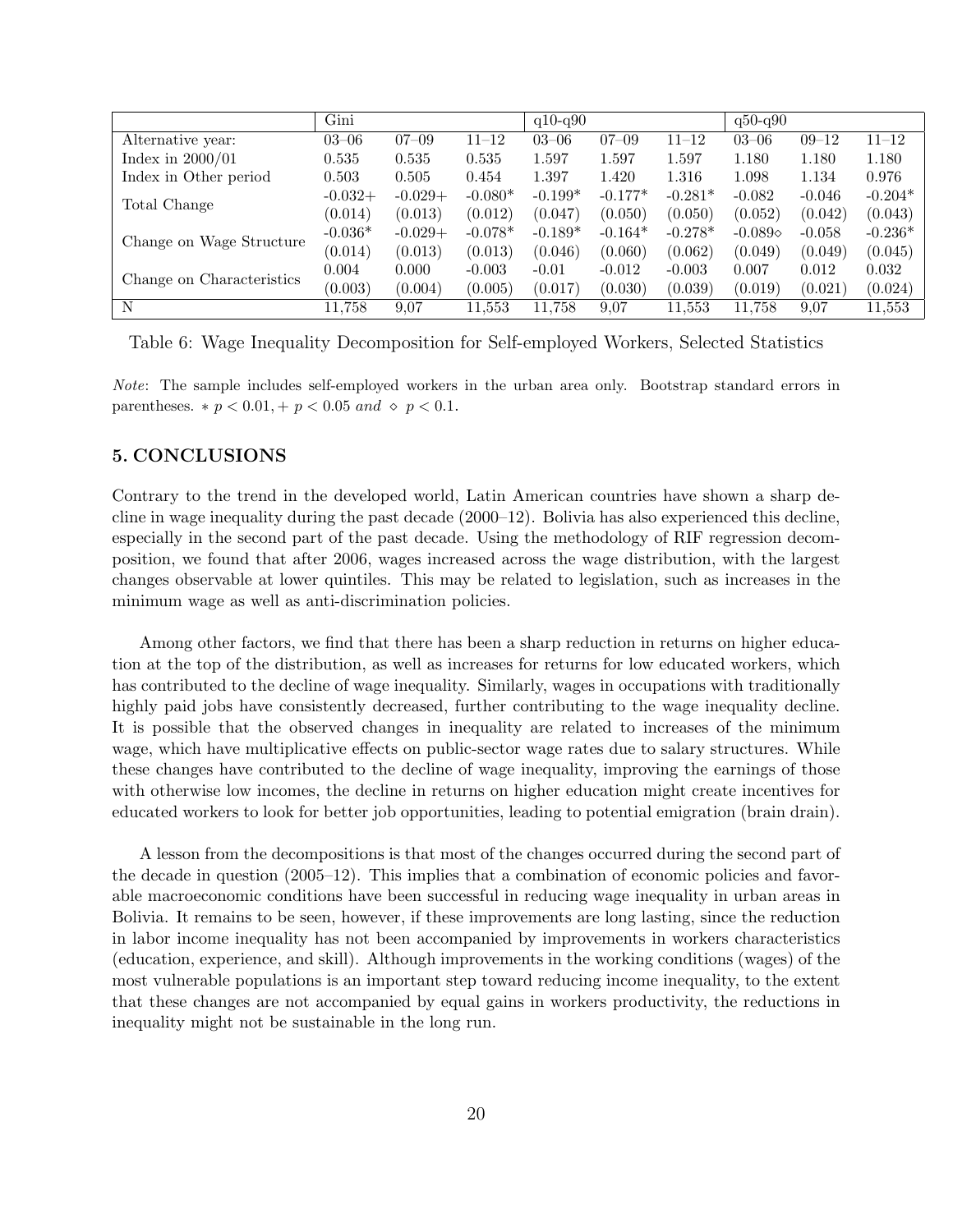| | Gini | | | q10-q90 | | | q50-q90 | | |
|---|---|---|---|---|---|---|---|---|---|
| Alternative year: | 03–06 | 07–09 | 11–12 | 03–06 | 07–09 | 11–12 | 03–06 | 09–12 | 11–12 |
| Index in 2000/01 | 0.535 | 0.535 | 0.535 | 1.597 | 1.597 | 1.597 | 1.180 | 1.180 | 1.180 |
| Index in Other period | 0.503 | 0.505 | 0.454 | 1.397 | 1.420 | 1.316 | 1.098 | 1.134 | 0.976 |
| Total Change | -0.032+ | -0.029+ | -0.080* | -0.199* | -0.177* | -0.281* | -0.082 | -0.046 | -0.204* |
| | (0.014) | (0.013) | (0.012) | (0.047) | (0.050) | (0.050) | (0.052) | (0.042) | (0.043) |
| Change on Wage Structure | -0.036* | -0.029+ | -0.078* | -0.189* | -0.164* | -0.278* | -0.089⋄ | -0.058 | -0.236* |
| | (0.014) | (0.013) | (0.013) | (0.046) | (0.060) | (0.062) | (0.049) | (0.049) | (0.045) |
| Change on Characteristics | 0.004 | 0.000 | -0.003 | -0.01 | -0.012 | -0.003 | 0.007 | 0.012 | 0.032 |
| | (0.003) | (0.004) | (0.005) | (0.017) | (0.030) | (0.039) | (0.019) | (0.021) | (0.024) |
| N | 11,758 | 9,07 | 11,553 | 11,758 | 9,07 | 11,553 | 11,758 | 9,07 | 11,553 |

Table 6: Wage Inequality Decomposition for Self-employed Workers, Selected Statistics

*Note*: The sample includes self-employed workers in the urban area only. Bootstrap standard errors in parentheses. $* \ p < 0.01, + \ p < 0.05$ *and* $\diamond \ p < 0.1$.

## 5. CONCLUSIONS

Contrary to the trend in the developed world, Latin American countries have shown a sharp decline in wage inequality during the past decade (2000–12). Bolivia has also experienced this decline, especially in the second part of the past decade. Using the methodology of RIF regression decomposition, we found that after 2006, wages increased across the wage distribution, with the largest changes observable at lower quintiles. This may be related to legislation, such as increases in the minimum wage as well as anti-discrimination policies.

Among other factors, we find that there has been a sharp reduction in returns on higher education at the top of the distribution, as well as increases for returns for low educated workers, which has contributed to the decline of wage inequality. Similarly, wages in occupations with traditionally highly paid jobs have consistently decreased, further contributing to the wage inequality decline. It is possible that the observed changes in inequality are related to increases of the minimum wage, which have multiplicative effects on public-sector wage rates due to salary structures. While these changes have contributed to the decline of wage inequality, improving the earnings of those with otherwise low incomes, the decline in returns on higher education might create incentives for educated workers to look for better job opportunities, leading to potential emigration (brain drain).

A lesson from the decompositions is that most of the changes occurred during the second part of the decade in question (2005–12). This implies that a combination of economic policies and favorable macroeconomic conditions have been successful in reducing wage inequality in urban areas in Bolivia. It remains to be seen, however, if these improvements are long lasting, since the reduction in labor income inequality has not been accompanied by improvements in workers characteristics (education, experience, and skill). Although improvements in the working conditions (wages) of the most vulnerable populations is an important step toward reducing income inequality, to the extent that these changes are not accompanied by equal gains in workers productivity, the reductions in inequality might not be sustainable in the long run.